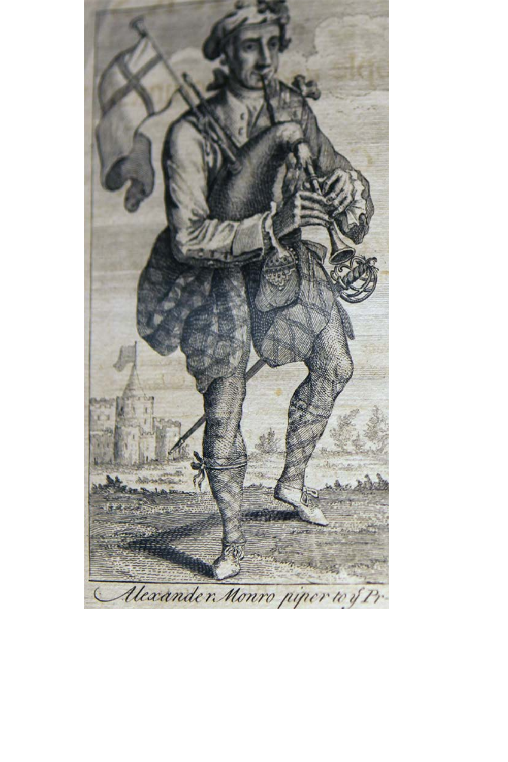Alexander Monro piper to y Pr-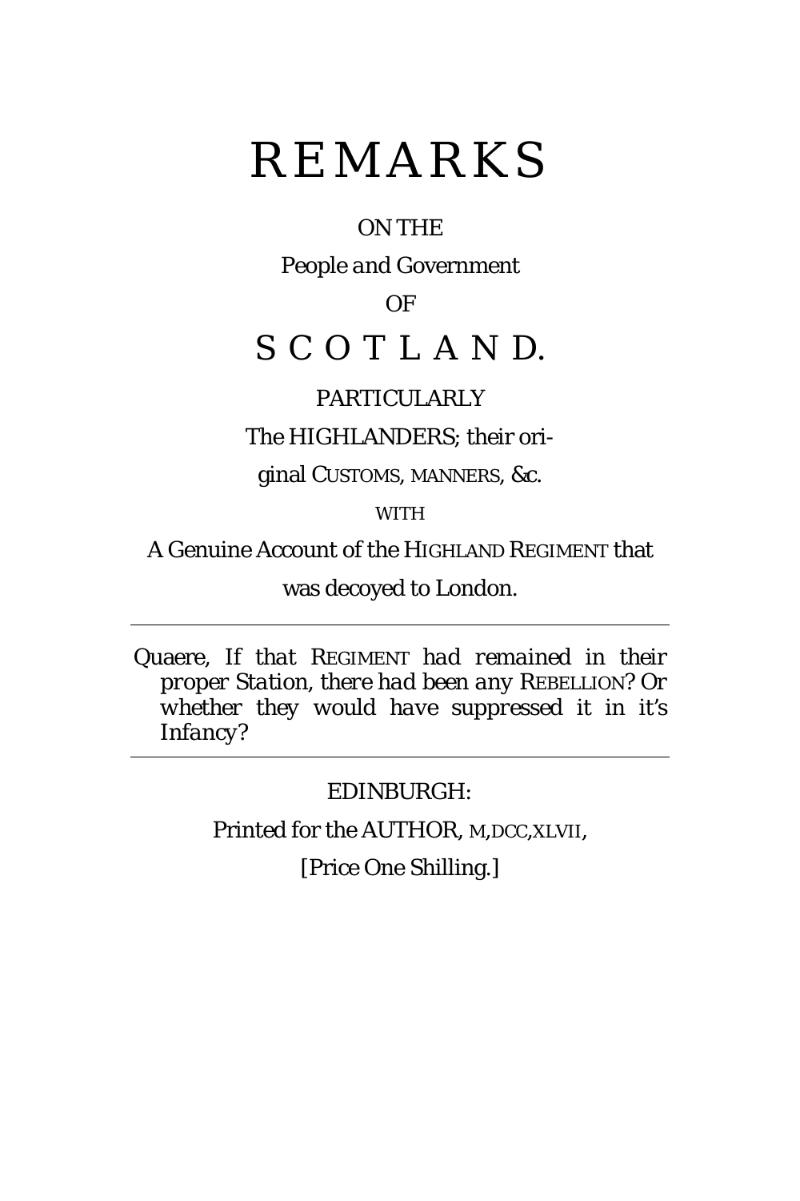# REMARKS

ON THE

*People and Government*

OF

# S C O T L A N D.

PARTICULARLY

The HIGHLANDERS; their ori-

ginal CUSTOMS, MANNERS, &c.

WITH

A Genuine Account of the HIGHLAND REGIMENT that

was decoyed to London.

---

*Quaere, If that* REGIMENT *had remained in their proper Station, there had been any* REBELLION*? Or whether they would have suppressed it in it's Infancy?*

---

EDINBURGH:

Printed for the AUTHOR, M,DCC,XLVII,

[Price One Shilling.]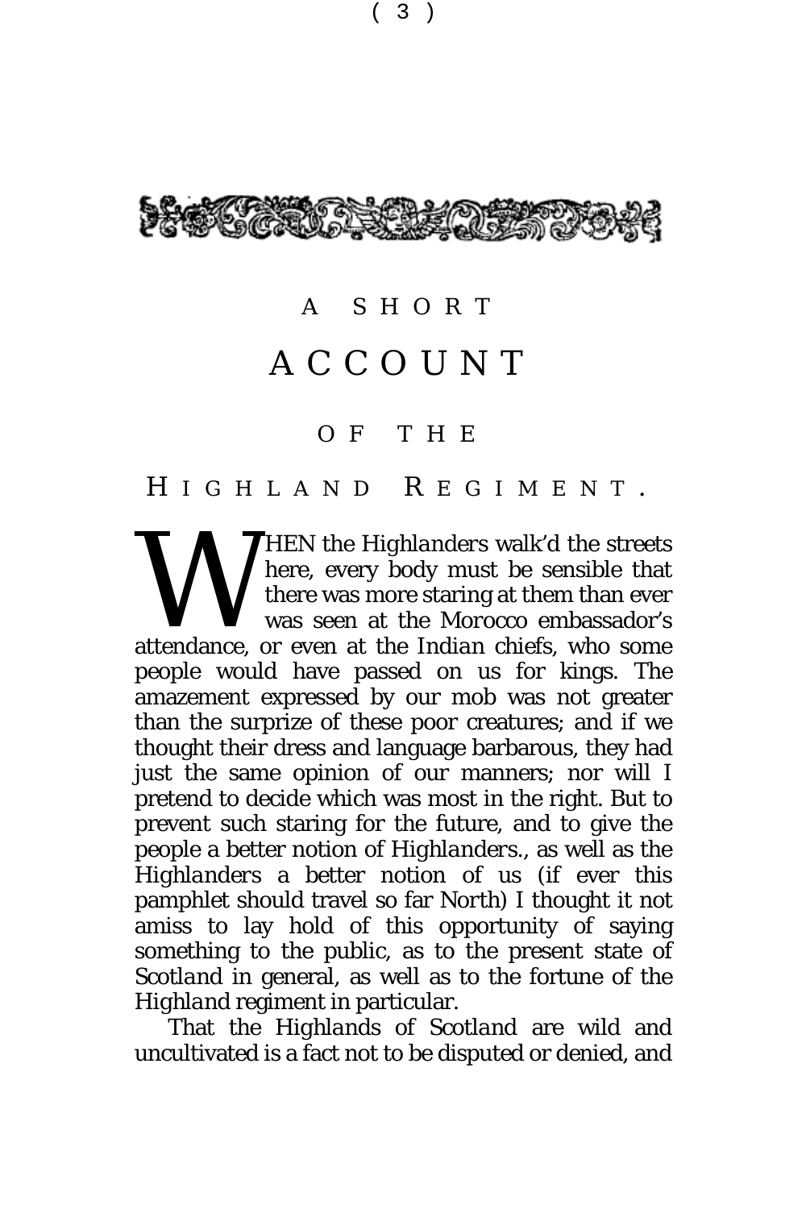# A SHORT ACCOUNT OF THE HIGHLAND REGIMENT.

WHEN the *Highlanders* walk'd the streets here, every body must be sensible that there was more staring at them than ever was seen at the *Morocco* embassador's attendance, or even at the *Indian* chiefs, who some people would have passed on us for kings. The amazement expressed by our mob was not greater than the surprize of these poor creatures; and if we thought their dress and language barbarous, they had just the same opinion of our manners; nor will I pretend to decide which was most in the right. But to prevent such staring for the future, and to give the people a better notion of *Highlanders*., as well as the *Highlanders* a better notion of us (if ever this pamphlet should travel so far North) I thought it not amiss to lay hold of this opportunity of saying something to the public, as to the present state of *Scotland* in general, as well as to the fortune of the *Highland* regiment in particular.

That the *Highlands* of *Scotland* are wild and uncultivated is a fact not to be disputed or denied, and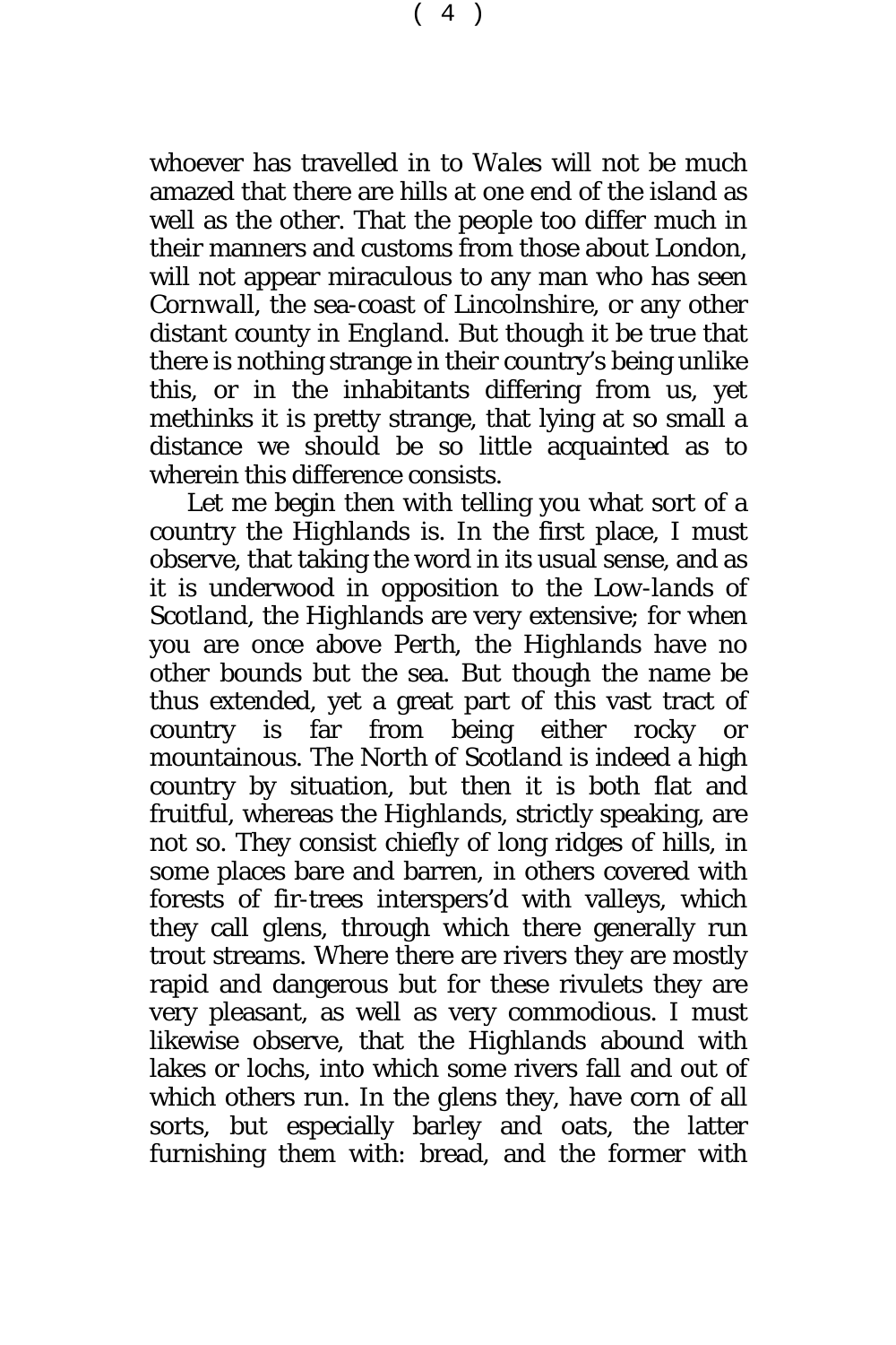whoever has travelled in to *Wales* will not be much amazed that there are hills at one end of the island as well as the other. That the people too differ much in their manners and customs from those about London, will not appear miraculous to any man who has seen *Cornwall*, the sea-coast of *Lincolnshire*, or any other distant county in *England*. But though it be true that there is nothing strange in their country's being unlike this, or in the inhabitants differing from us, yet methinks it is pretty strange, that lying at so small a distance we should be so little acquainted as to wherein this difference consists.

Let me begin then with telling you what sort of a country the *Highlands* is. In the first place, I must observe, that taking the word in its usual sense, and as it is underwood in opposition to the *Low-lands* of *Scotland*, the *Highlands* are very extensive; for when you are once above Perth, the *Highlands* have no other bounds but the sea. But though the name be thus extended, yet a great part of this vast tract of country is far from being either rocky or mountainous. The North of *Scotland* is indeed a high country by situation, but then it is both flat and fruitful, whereas the *Highlands*, strictly speaking, are not so. They consist chiefly of long ridges of hills, in some places bare and barren, in others covered with forests of fir-trees interspers'd with valleys, which they call glens, through which there generally run trout streams. Where there are rivers they are mostly rapid and dangerous but for these rivulets they are very pleasant, as well as very commodious. I must likewise observe, that the *Highlands* abound with lakes or lochs, into which some rivers fall and out of which others run. In the glens they, have corn of all sorts, but especially barley and oats, the latter furnishing them with: bread, and the former with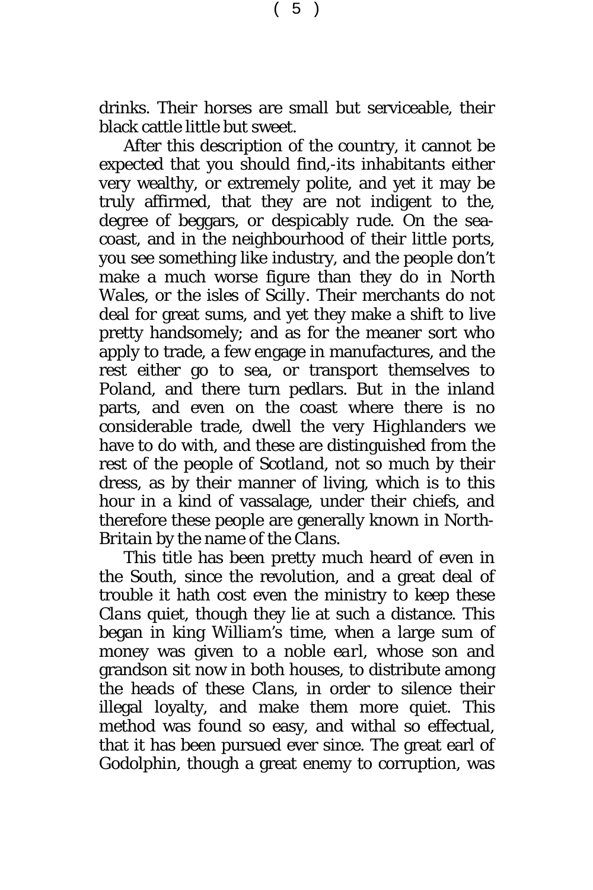drinks. Their horses are small but serviceable, their black cattle little but sweet.

After this description of the country, it cannot be expected that you should find,-its inhabitants either very wealthy, or extremely polite, and yet it may be truly affirmed, that they are not indigent to the, degree of beggars, or despicably rude. On the sea-coast, and in the neighbourhood of their little ports, you see something like industry, and the people don't make a much worse figure than they do in *North Wales*, or the isles of *Scilly*. Their merchants do not deal for great sums, and yet they make a shift to live pretty handsomely; and as for the meaner sort who apply to trade, a few engage in manufactures, and the rest either go to sea, or transport themselves to *Poland*, and there turn pedlars. But in the inland parts, and even on the coast where there is no considerable trade, dwell the very *Highlanders* we have to do with, and these are distinguished from the rest of the people of *Scotland*, not so much by their dress, as by their manner of living, which is to this hour in a kind of vassalage, under their chiefs, and therefore these people are generally known in *North-Britain* by the name of the *Clans*.

This title has been pretty much heard of even in the South, since the revolution, and a great deal of trouble it hath cost even the ministry to keep these *Clans* quiet, though they lie at such a distance. This began in king *William*'s time, when a large sum of money was given to a noble *earl*, whose son and grandson sit now in both houses, to distribute among the *heads* of these *Clans*, in order to silence their illegal loyalty, and make them more quiet. This method was found so easy, and withal so effectual, that it has been pursued ever since. The great earl of Godolphin, though a great enemy to corruption, was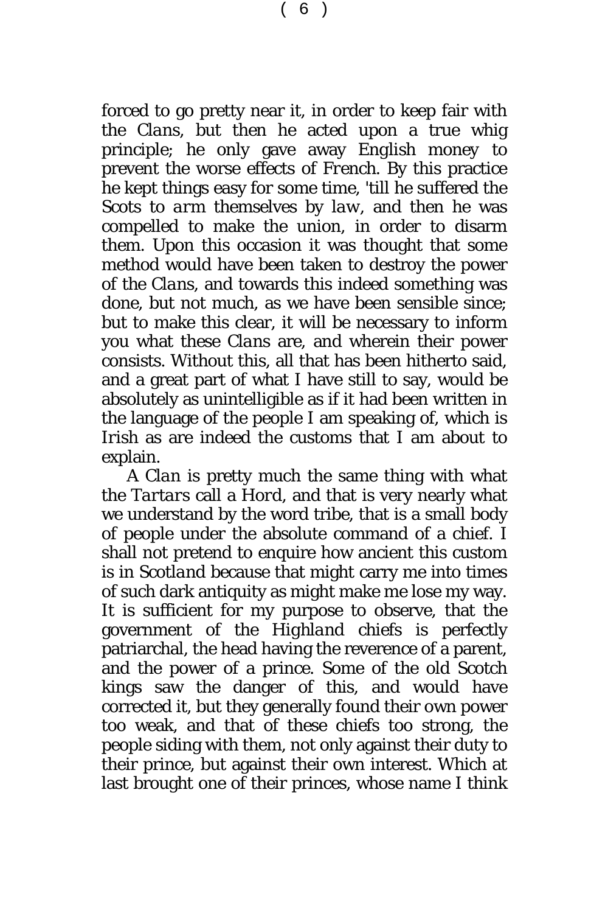forced to go pretty near it, in order to keep fair with the *Clans*, but then he acted upon a true whig principle; he only gave away English money to prevent the worse effects of French. By this practice he kept things easy for some time, 'till he suffered the Scots to *arm themselves by law*, and then he was compelled to make the union, in order to disarm them. Upon this occasion it was thought that some method would have been taken to destroy the power of the *Clans*, and towards this indeed something was done, but not much, as we have been sensible since; but to make this clear, it will be necessary to inform you what these *Clans* are, and wherein their power consists. Without this, all that has been hitherto said, and a great part of what I have still to say, would be absolutely as unintelligible as if it had been written in the language of the people I am speaking of, which is Irish as are indeed the customs that I am about to explain.

A *Clan* is pretty much the same thing with what the *Tartars* call a *Hord*, and that is very nearly what we understand by the word tribe, that is a small body of people under the absolute command of a chief. I shall not pretend to enquire how ancient this custom is in *Scotland* because that might carry me into times of such dark antiquity as might make me lose my way. It is sufficient for my purpose to observe, that the government of the *Highland* chiefs is perfectly patriarchal, the head having the reverence of a parent, and the power of a prince. Some of the old Scotch kings saw the danger of this, and would have corrected it, but they generally found their own power too weak, and that of these chiefs too strong, the people siding with them, not only against their duty to their prince, but against their own interest. Which at last brought one of their princes, whose name I think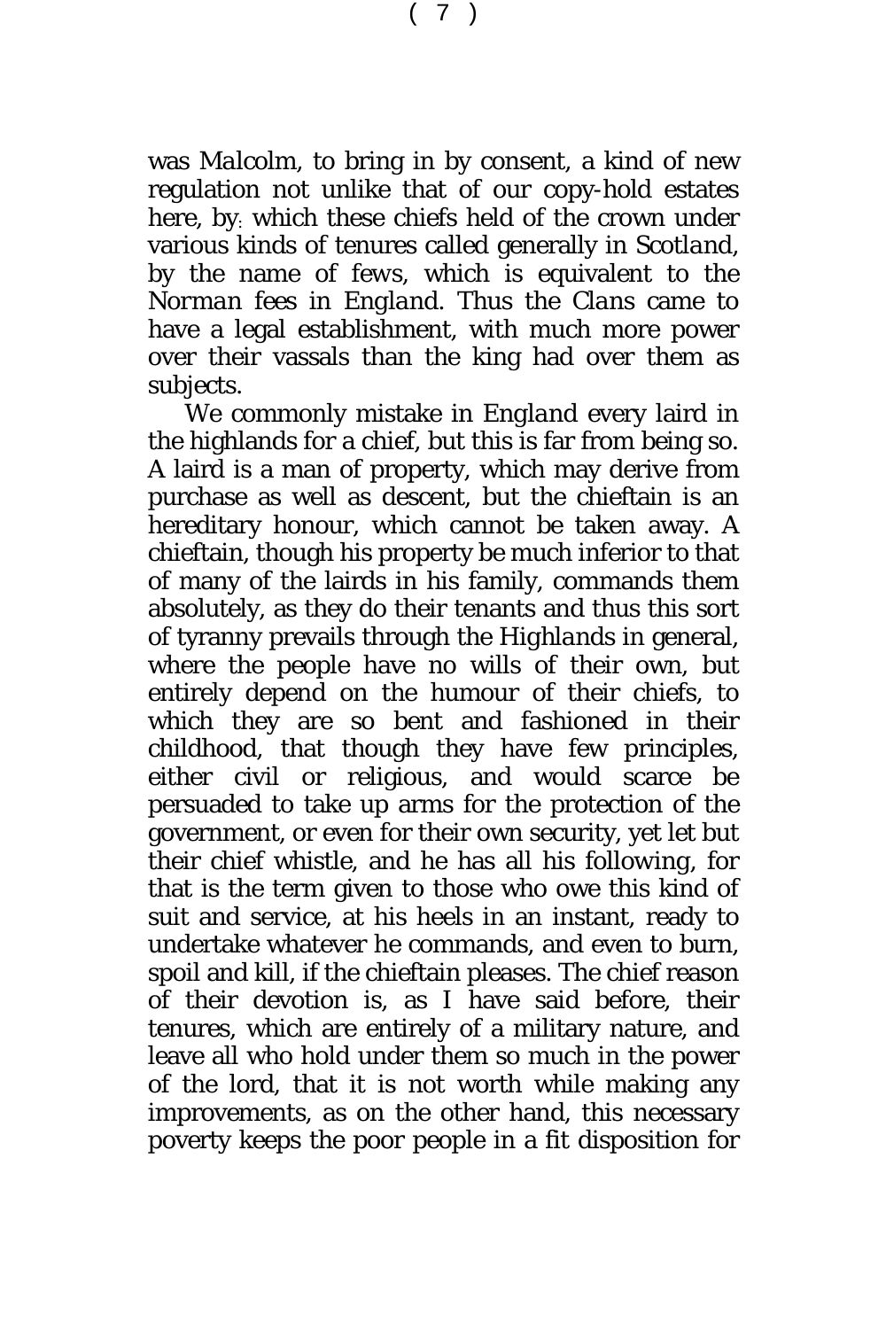was *Malcolm*, to bring in by consent, a kind of new regulation not unlike that of our copy-hold estates here, by which these chiefs held of the crown under various kinds of tenures called generally in *Scotland*, by the name of *fews*, which is equivalent to the *Norman* fees in *England*. Thus the *Clans* came to have a legal establishment, with much more power over their vassals than the king had over them as subjects.

We commonly mistake in *England* every laird in the highlands for a chief, but this is far from being so. A laird is a man of property, which may derive from purchase as well as descent, but the chieftain is an hereditary honour, which cannot be taken away. A chieftain, though his property be much inferior to that of many of the lairds in his family, commands them absolutely, as they do their tenants and thus this sort of tyranny prevails through the *Highlands* in general, where the people have no wills of their own, but entirely depend on the humour of their chiefs, to which they are so bent and fashioned in their childhood, that though they have few principles, either civil or religious, and would scarce be persuaded to take up arms for the protection of the government, or even for their own security, yet let but their chief whistle, and he has all his following, for that is the term given to those who owe this kind of suit and service, at his heels in an instant, ready to undertake whatever he commands, and even to burn, spoil and kill, if the chieftain pleases. The chief reason of their devotion is, as I have said before, their tenures, which are entirely of a military nature, and leave all who hold under them so much in the power of the lord, that it is not worth while making any improvements, as on the other hand, this necessary poverty keeps the poor people in a fit disposition for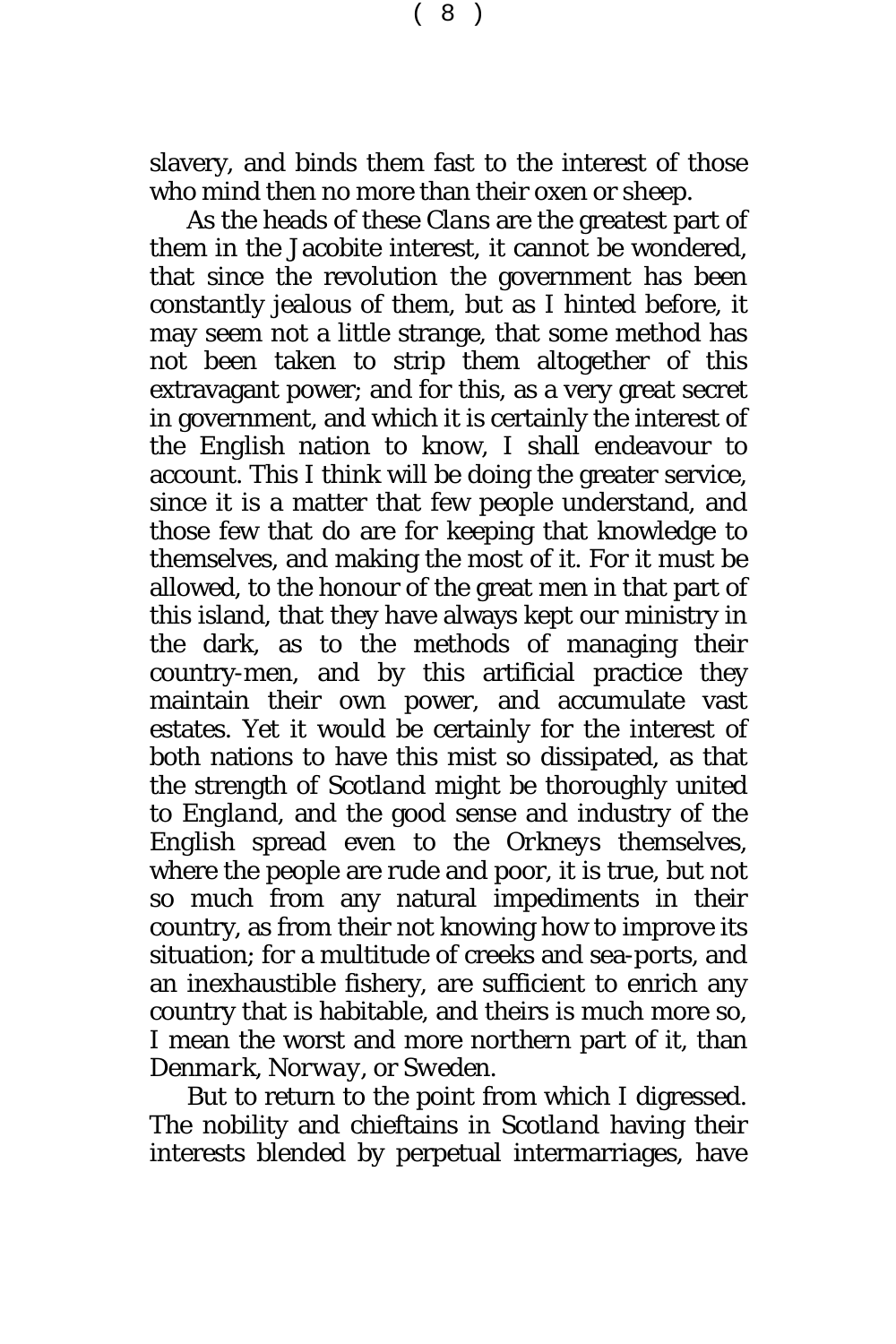slavery, and binds them fast to the interest of those who mind then no more than their oxen or sheep.

As the heads of these *Clans* are the greatest part of them in the Jacobite interest, it cannot be wondered, that since the revolution the government has been constantly jealous of them, but as I hinted before, it may seem not a little strange, that some method has not been taken to strip them altogether of this extravagant power; and for this, as a very great secret in government, and which it is certainly the interest of the English nation to know, I shall endeavour to account. This I think will be doing the greater service, since it is a matter that few people understand, and those few that do are for keeping that knowledge to themselves, and making the most of it. For it must be allowed, to the honour of the great men in that part of this island, that they have always kept our ministry in the dark, as to the methods of managing their country-men, and by this artificial practice they maintain their own power, and accumulate vast estates. Yet it would be certainly for the interest of both nations to have this mist so dissipated, as that the strength of *Scotland* might be thoroughly united to *England*, and the good sense and industry of the English spread even to the *Orkneys* themselves, where the people are rude and poor, it is true, but not so much from any natural impediments in their country, as from their not knowing how to improve its situation; for a multitude of creeks and sea-ports, and an inexhaustible fishery, are sufficient to enrich any country that is habitable, and theirs is much more so, I mean the worst and more northern part of it, than *Denmark*, *Norway*, or *Sweden*.

But to return to the point from which I digressed. The nobility and chieftains in *Scotland* having their interests blended by perpetual intermarriages, have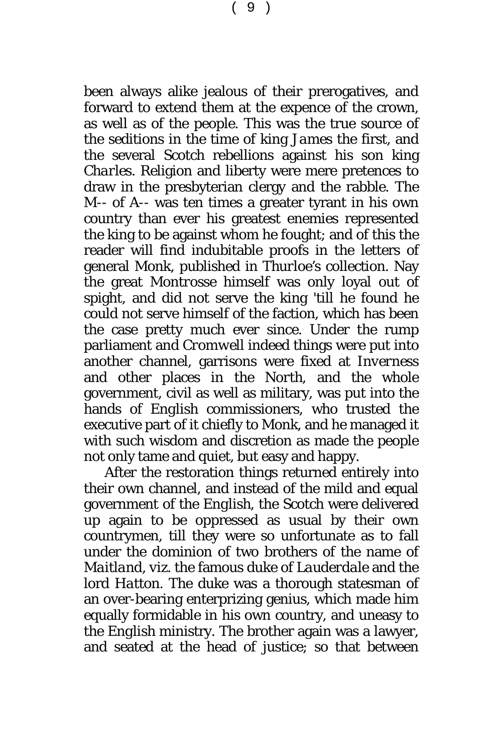been always alike jealous of their prerogatives, and forward to extend them at the expence of the crown, as well as of the people. This was the true source of the seditions in the time of king *James* the first, and the several Scotch rebellions against his son king *Charles*. Religion and liberty were mere pretences to draw in the presbyterian clergy and the rabble. The M-- of A-- was ten times a greater tyrant in his own country than ever his greatest enemies represented the king to be against whom he fought; and of this the reader will find indubitable proofs in the letters of general Monk, published in Thurloe's collection. Nay the great *Montrosse* himself was only loyal out of spight, and did not serve the king 'till he found he could not serve himself of the faction, which has been the case pretty much ever since. Under the rump parliament and Cromwell indeed things were put into another channel, garrisons were fixed at *Inverness* and other places in the North, and the whole government, civil as well as military, was put into the hands of English commissioners, who trusted the executive part of it chiefly to Monk, and he managed it with such wisdom and discretion as made the people not only tame and quiet, but easy and happy.

After the restoration things returned entirely into their own channel, and instead of the mild and equal government of the English, the Scotch were delivered up again to be oppressed as usual by their own countrymen, till they were so unfortunate as to fall under the dominion of two brothers of the name of *Maitland*, viz. the famous duke of *Lauderdale* and the lord *Hatton*. The duke was a thorough statesman of an over-bearing enterprizing genius, which made him equally formidable in his own country, and uneasy to the English ministry. The brother again was a lawyer, and seated at the head of justice; so that between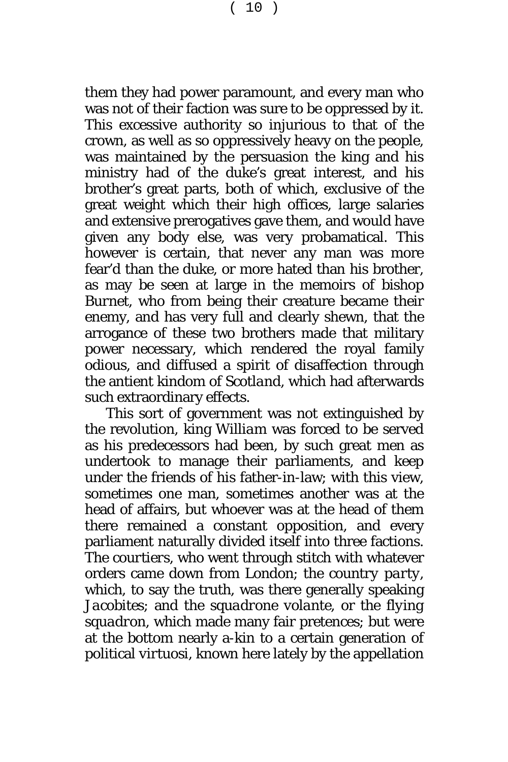them they had power paramount, and every man who was not of their faction was sure to be oppressed by it. This excessive authority so injurious to that of the crown, as well as so oppressively heavy on the people, was maintained by the persuasion the king and his ministry had of the duke's great interest, and his brother's great parts, both of which, exclusive of the great weight which their high offices, large salaries and extensive prerogatives gave them, and would have given any body else, was very probamatical. This however is certain, that never any man was more fear'd than the duke, or more hated than his brother, as may be seen at large in the memoirs of bishop *Burnet*, who from being their creature became their enemy, and has very full and clearly shewn, that the arrogance of these two brothers made that military power necessary, which rendered the royal family odious, and diffused a spirit of disaffection through the antient kindom of *Scotland*, which had afterwards such extraordinary effects.

This sort of government was not extinguished by the revolution, king *William* was forced to be served as his predecessors had been, by such great men as undertook to manage their parliaments, and keep under the friends of his father-in-law; with this view, sometimes one man, sometimes another was at the head of affairs, but whoever was at the head of them there remained a constant opposition, and every parliament naturally divided itself into three factions. The *courtiers*, who went through stitch with whatever orders came down from London; the *country party*, which, to say the truth, was there generally speaking *Jacobites*; and the *squadrone volante*, or the *flying squadron*, which made many fair pretences; but were at the bottom nearly a-kin to a certain generation of political virtuosi, known here lately by the appellation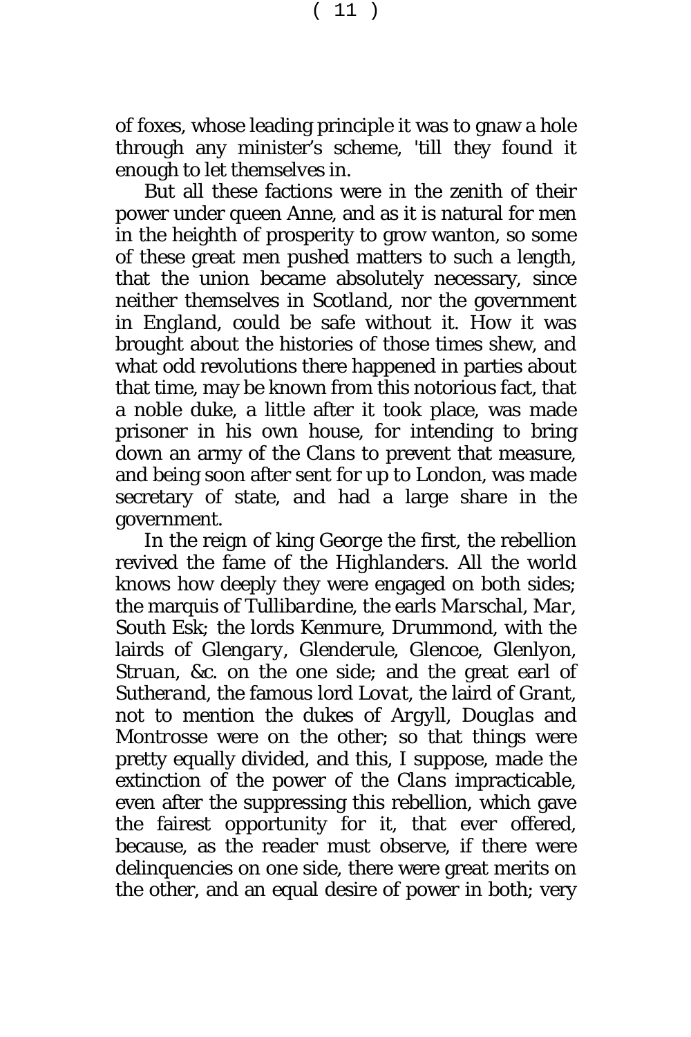of foxes, whose leading principle it was to gnaw a hole through any minister's scheme, 'till they found it enough to let themselves in.

But all these factions were in the zenith of their power under queen Anne, and as it is natural for men in the heighth of prosperity to grow wanton, so some of these great men pushed matters to such a length, that the union became absolutely necessary, since neither themselves in *Scotland*, nor the government in *England*, could be safe without it. How it was brought about the histories of those times shew, and what odd revolutions there happened in parties about that time, may be known from this notorious fact, that a noble duke, a little after it took place, was made prisoner in his own house, for intending to bring down an army of the *Clans* to prevent that measure, and being soon after sent for up to London, was made secretary of state, and had a large share in the government.

In the reign of king George the first, the rebellion revived the fame of the *Highlanders*. All the world knows how deeply they were engaged on both sides; the marquis of *Tullibardine*, the earls *Marschal*, *Mar*, South Esk; the lords *Kenmure*, *Drummond*, with the lairds of *Glengary*, Glenderule, Glencoe, Glenlyon, *Struan*, &c. on the one side; and the great earl of *Sutherand*, the famous lord *Lovat*, the laird of *Grant*, not to mention the dukes of *Argyll*, *Douglas* and *Montrosse* were on the other; so that things were pretty equally divided, and this, I suppose, made the extinction of the power of the *Clans* impracticable, even after the suppressing this rebellion, which gave the fairest opportunity for it, that ever offered, because, as the reader must observe, if there were delinquencies on one side, there were great merits on the other, and an equal desire of power in both; very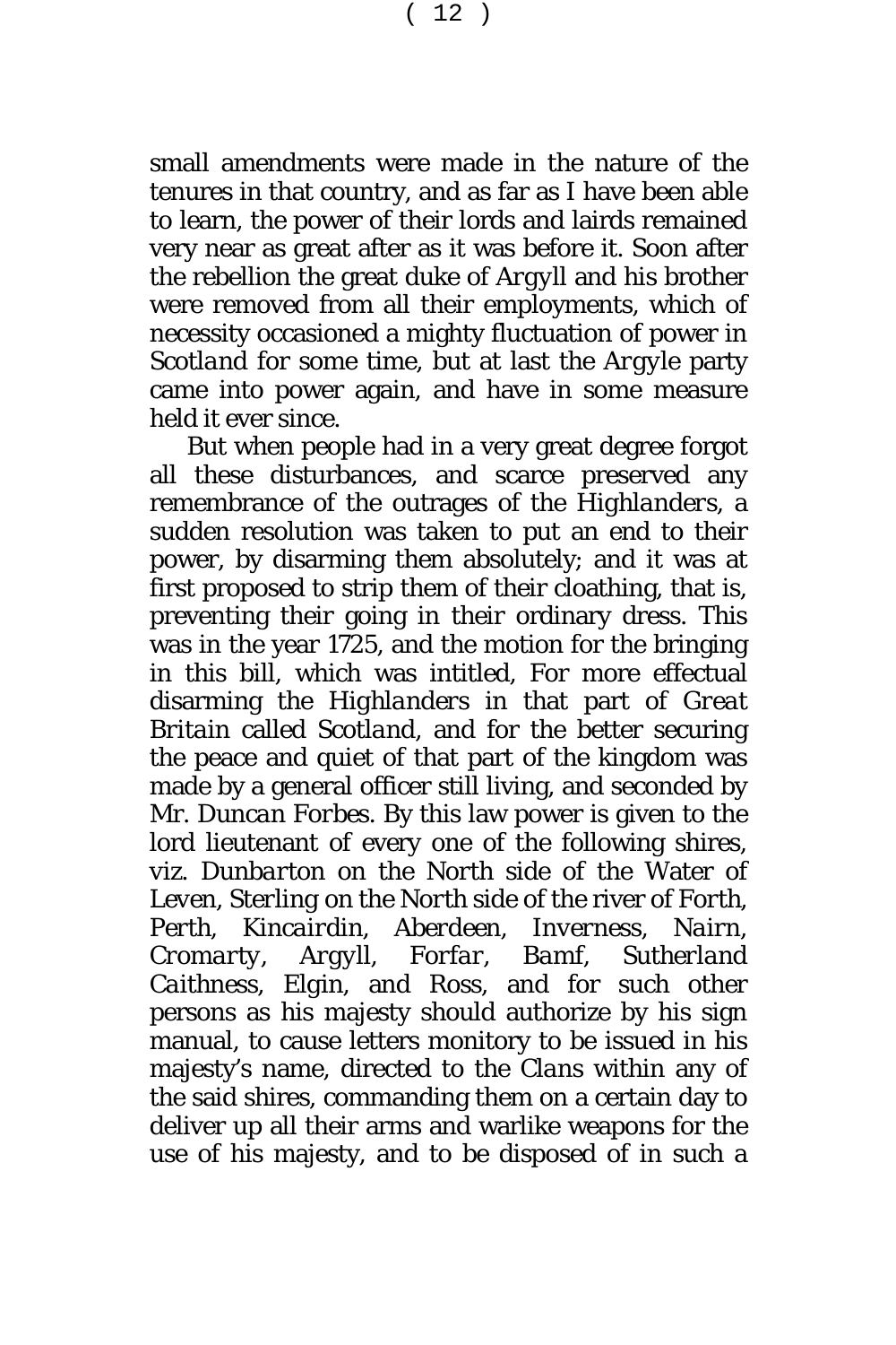small amendments were made in the nature of the tenures in that country, and as far as I have been able to learn, the power of their lords and lairds remained very near as great after as it was before it. Soon after the rebellion the great duke of *Argyll* and his brother were removed from all their employments, which of necessity occasioned a mighty fluctuation of power in *Scotland* for some time, but at last the *Argyle* party came into power again, and have in some measure held it ever since.

But when people had in a very great degree forgot all these disturbances, and scarce preserved any remembrance of the outrages of the *Highlanders*, a sudden resolution was taken to put an end to their power, by disarming them absolutely; and it was at first proposed to strip them of their cloathing, that is, preventing their going in their ordinary dress. This was in the year 1725, and the motion for the bringing in this bill, which was intitled, For more effectual disarming the *Highlanders* in that part of *Great Britain* called *Scotland*, and for the better securing the peace and quiet of that part of the kingdom was made by a general officer still living, and seconded by Mr. *Duncan Forbes*. By this law power is given to the lord lieutenant of every one of the following shires, viz. *Dunbarton* on the North side of the Water of Leven, Sterling on the North side of the river of Forth, *Perth*, *Kincairdin*, *Aberdeen*, *Inverness*, *Nairn*, *Cromarty*, *Argyll*, *Forfar*, *Bamf*, *Sutherland* *Caithness*, *Elgin*, and *Ross*, and for such other persons as his majesty should authorize by his sign manual, to cause letters monitory to be issued in his majesty's name, directed to the *Clans* within any of the said shires, commanding them on a certain day to deliver up all their arms and warlike weapons for the use of his majesty, and to be disposed of in such a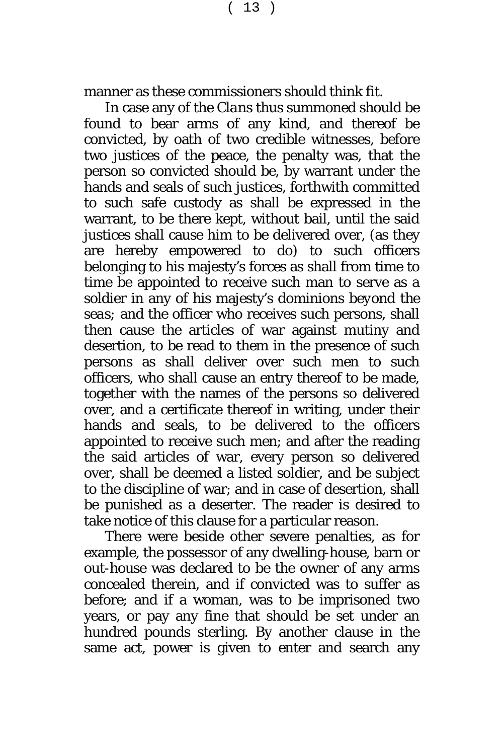manner as these commissioners should think fit.

In case any of the *Clans* thus summoned should be found to bear arms of any kind, and thereof be convicted, by oath of two credible witnesses, before two justices of the peace, the penalty was, that the person so convicted should be, by warrant under the hands and seals of such justices, forthwith committed to such safe custody as shall be expressed in the warrant, to be there kept, without bail, until the said justices shall cause him to be delivered over, (as they are hereby empowered to do) to such officers belonging to his majesty's forces as shall from time to time be appointed to receive such man to serve as a soldier in any of his majesty's dominions *beyond the seas*; and the officer who receives such persons, shall then cause the articles of war against mutiny and desertion, to be read to them in the presence of such persons as shall deliver over such men to such officers, who shall cause an entry thereof to be made, together with the names of the persons so delivered over, and a certificate thereof in writing, under their hands and seals, to be delivered to the officers appointed to receive such men; and after the reading the said articles of war, every person so delivered over, shall be deemed a listed soldier, and be subject to the discipline of war; and in case of desertion, shall be punished as a deserter. The reader is desired to take notice of this clause for a particular reason.

There were beside other severe penalties, as for example, the possessor of any dwelling-house, barn or out-house was declared to be the owner of any arms concealed therein, and if convicted was to suffer as before; and if a woman, was to be imprisoned two years, or pay any fine that should be set under an hundred pounds sterling. By another clause in the same act, power is given to enter and search any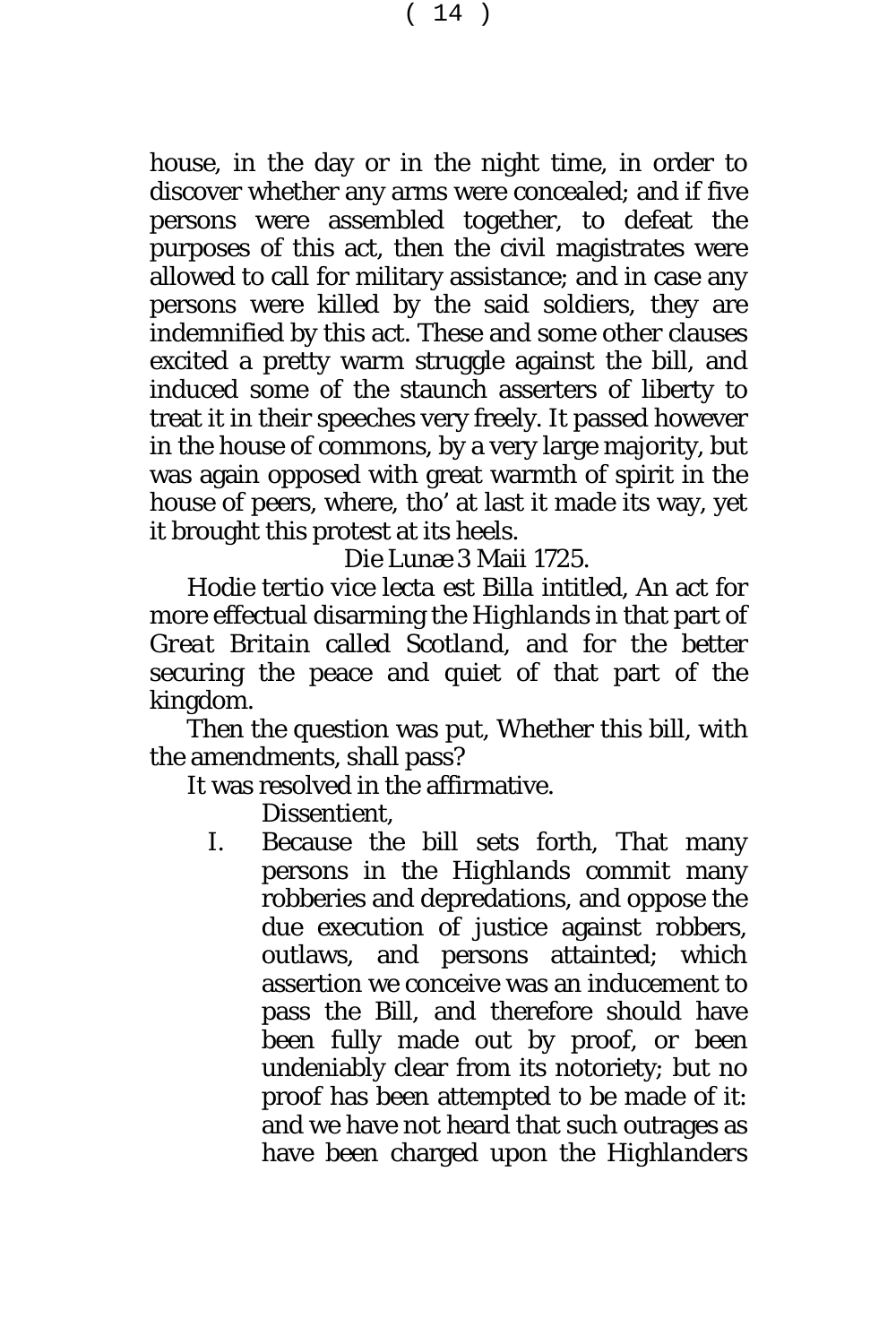house, in the day or in the night time, in order to discover whether any arms were concealed; and if five persons were assembled together, to defeat the purposes of this act, then the civil magistrates were allowed to call for military assistance; and in case any persons were killed by the said soldiers, they are indemnified by this act. These and some other clauses excited a pretty warm struggle against the bill, and induced some of the staunch asserters of liberty to treat it in their speeches very freely. It passed however in the house of commons, by a very large majority, but was again opposed with great warmth of spirit in the house of peers, where, tho' at last it made its way, yet it brought this protest at its heels.

*Die Lunæ* 3 *Maii* 1725.

*Hodie tertio vice lecta est Billa* intitled, An act for more effectual disarming the *Highlands* in that part of *Great Britain* called *Scotland*, and for the better securing the peace and quiet of that part of the kingdom.

Then the question was put, Whether this bill, with the amendments, shall pass?

It was resolved in the affirmative.

Dissentient,

I. Because the bill sets forth, That many persons in the *Highlands* commit many robberies and depredations, and oppose the due execution of justice against robbers, outlaws, and persons attainted; which assertion we conceive was an inducement to pass the Bill, and therefore should have been fully made out by proof, or been undeniably clear from its notoriety; but no proof has been attempted to be made of it: and we have not heard that such outrages as have been charged upon the *Highlanders*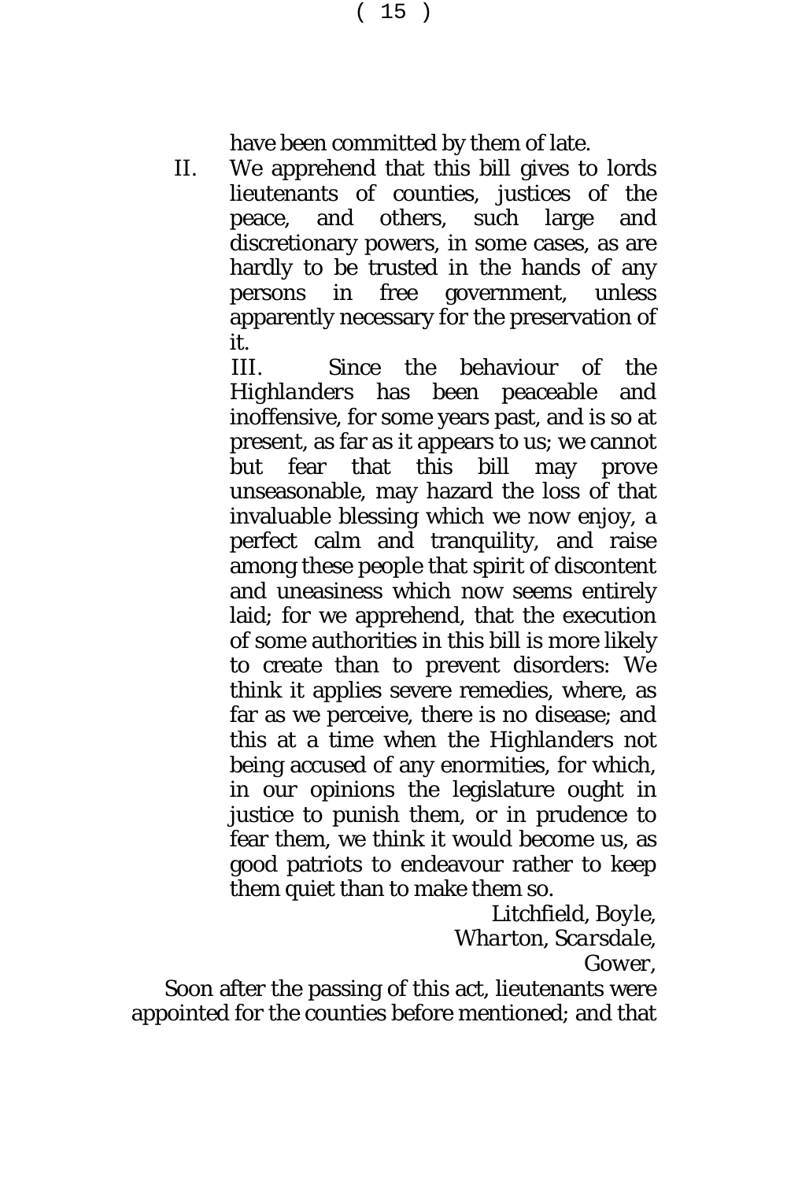have been committed by them of late.

II. We apprehend that this bill gives to lords lieutenants of counties, justices of the peace, and others, such large and discretionary powers, in some cases, as are hardly to be trusted in the hands of any persons in free government, unless apparently necessary for the preservation of it.

III. Since the behaviour of the *Highlanders* has been peaceable and inoffensive, for some years past, and is so at present, as far as it appears to us; we cannot but fear that this bill may prove unseasonable, may hazard the loss of that invaluable blessing which we now enjoy, a perfect calm and tranquility, and raise among these people that spirit of discontent and uneasiness which now seems entirely laid; for we apprehend, that the execution of some authorities in this bill is more likely to create than to prevent disorders: We think it applies severe remedies, where, as far as we perceive, there is no disease; and this at a time when the *Highlanders* not being accused of any enormities, for which, in our opinions the legislature ought in justice to punish them, or in prudence to fear them, we think it would become us, as good patriots to endeavour rather to keep them quiet than to make them so.

*Litchfield, Boyle,*
*Wharton, Scarsdale,*
*Gower,*

Soon after the passing of this act, lieutenants were appointed for the counties before mentioned; and that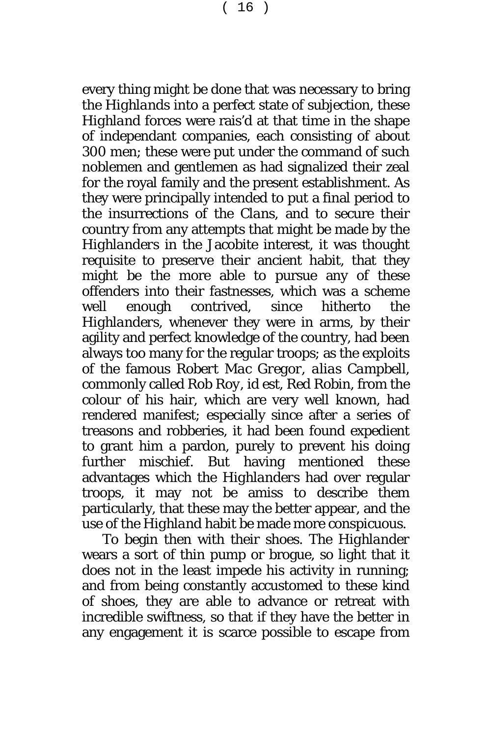every thing might be done that was necessary to bring the *Highlands* into a perfect state of subjection, these *Highland* forces were rais'd at that time in the shape of independant companies, each consisting of about 300 men; these were put under the command of such noblemen and gentlemen as had signalized their zeal for the royal family and the present establishment. As they were principally intended to put a final period to the insurrections of the *Clans*, and to secure their country from any attempts that might be made by the *Highlanders* in the *Jacobite* interest, it was thought requisite to preserve their ancient habit, that they might be the more able to pursue any of these offenders into their fastnesses, which was a scheme well enough contrived, since hitherto the *Highlanders*, whenever they were in arms, by their agility and perfect knowledge of the country, had been always too many for the regular troops; as the exploits of the famous *Robert Mac Gregor*, *alias Campbell*, commonly called *Rob Roy*, id est, Red Robin, from the colour of his hair, which are very well known, had rendered manifest; especially since after a series of treasons and robberies, it had been found expedient to grant him a pardon, purely to prevent his doing further mischief. But having mentioned these advantages which the *Highlanders* had over regular troops, it may not be amiss to describe them particularly, that these may the better appear, and the use of the *Highland* habit be made more conspicuous.

To begin then with their shoes. The *Highlander* wears a sort of thin pump or brogue, so light that it does not in the least impede his activity in running; and from being constantly accustomed to these kind of shoes, they are able to advance or retreat with incredible swiftness, so that if they have the better in any engagement it is scarce possible to escape from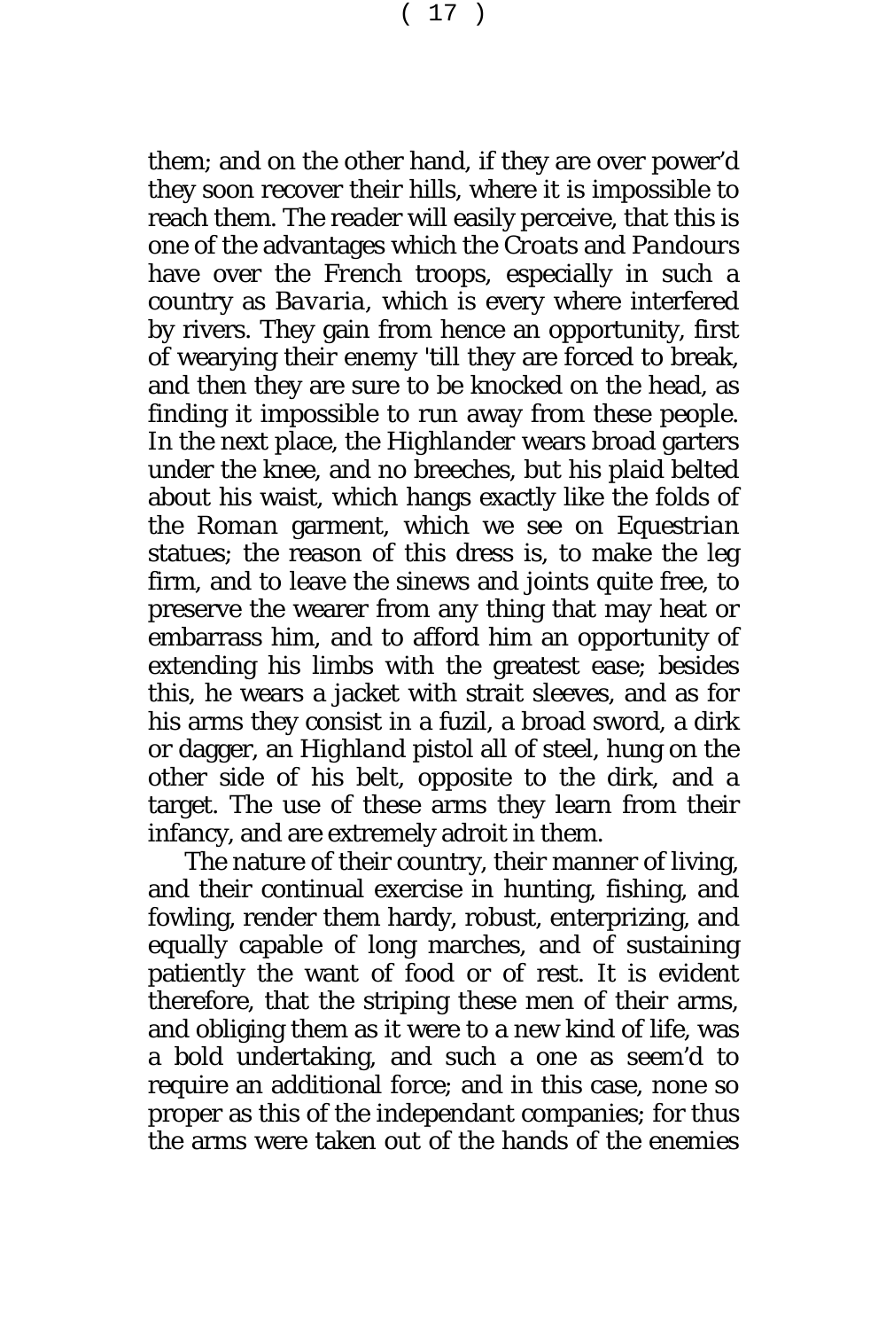them; and on the other hand, if they are over power'd they soon recover their hills, where it is impossible to reach them. The reader will easily perceive, that this is one of the advantages which the *Croats* and *Pandours* have over the French troops, especially in such a country as *Bavaria*, which is every where interfered by rivers. They gain from hence an opportunity, first of wearying their enemy 'till they are forced to break, and then they are sure to be knocked on the head, as finding it impossible to run away from these people. In the next place, the *Highlander* wears broad garters under the knee, and no breeches, but his plaid belted about his waist, which hangs exactly like the folds of the *Roman* garment, which we see on *Equestrian* statues; the reason of this dress is, to make the leg firm, and to leave the sinews and joints quite free, to preserve the wearer from any thing that may heat or embarrass him, and to afford him an opportunity of extending his limbs with the greatest ease; besides this, he wears a jacket with strait sleeves, and as for his arms they consist in a fuzil, a broad sword, a dirk or dagger, an *Highland* pistol all of steel, hung on the other side of his belt, opposite to the dirk, and a target. The use of these arms they learn from their infancy, and are extremely adroit in them.

The nature of their country, their manner of living, and their continual exercise in hunting, fishing, and fowling, render them hardy, robust, enterprizing, and equally capable of long marches, and of sustaining patiently the want of food or of rest. It is evident therefore, that the striping these men of their arms, and obliging them as it were to a new kind of life, was a bold undertaking, and such a one as seem'd to require an additional force; and in this case, none so proper as this of the independant companies; for thus the arms were taken out of the hands of the enemies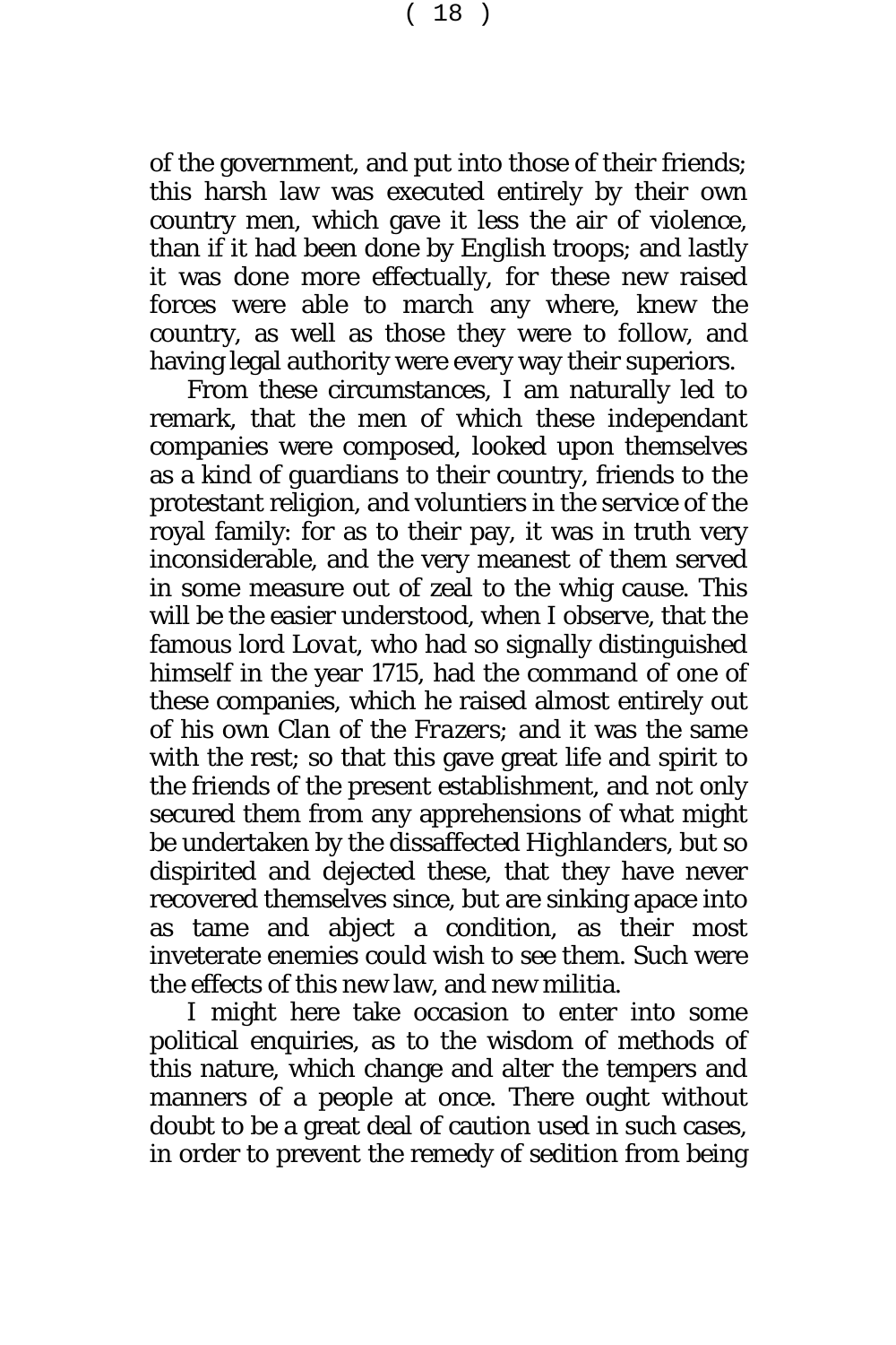of the government, and put into those of their friends; this harsh law was executed entirely by their own country men, which gave it less the air of violence, than if it had been done by English troops; and lastly it was done more effectually, for these new raised forces were able to march any where, knew the country, as well as those they were to follow, and having legal authority were every way their superiors.

From these circumstances, I am naturally led to remark, that the men of which these independant companies were composed, looked upon themselves as a kind of guardians to their country, friends to the protestant religion, and voluntiers in the service of the royal family: for as to their pay, it was in truth very inconsiderable, and the very meanest of them served in some measure out of zeal to the whig cause. This will be the easier understood, when I observe, that the famous lord *Lovat*, who had so signally distinguished himself in the year 1715, had the command of one of these companies, which he raised almost entirely out of his own *Clan of the Frazers*; and it was the same with the rest; so that this gave great life and spirit to the friends of the present establishment, and not only secured them from any apprehensions of what might be undertaken by the dissaffected *Highlanders*, but so dispirited and dejected these, that they have never recovered themselves since, but are sinking apace into as tame and abject a condition, as their most inveterate enemies could wish to see them. Such were the effects of this new law, and new militia.

I might here take occasion to enter into some political enquiries, as to the wisdom of methods of this nature, which change and alter the tempers and manners of a people at once. There ought without doubt to be a great deal of caution used in such cases, in order to prevent the remedy of sedition from being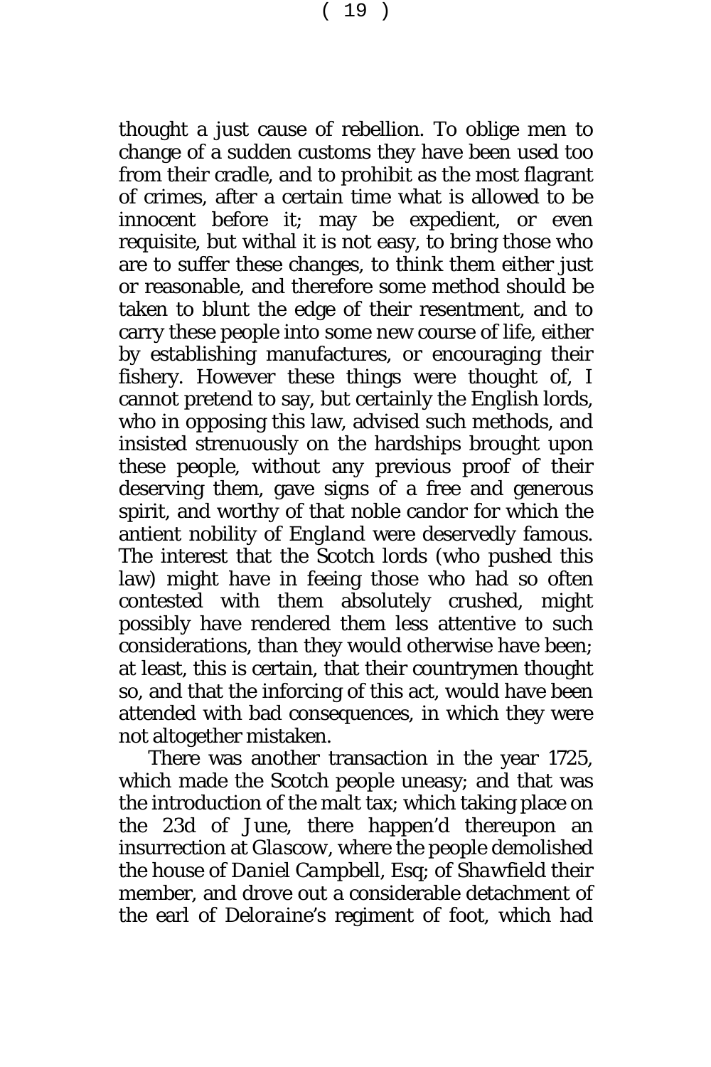thought a just cause of rebellion. To oblige men to change of a sudden customs they have been used too from their cradle, and to prohibit as the most flagrant of crimes, after a certain time what is allowed to be innocent before it; may be expedient, or even requisite, but withal it is not easy, to bring those who are to suffer these changes, to think them either just or reasonable, and therefore some method should be taken to blunt the edge of their resentment, and to carry these people into some new course of life, either by establishing manufactures, or encouraging their fishery. However these things were thought of, I cannot pretend to say, but certainly the English lords, who in opposing this law, advised such methods, and insisted strenuously on the hardships brought upon these people, without any previous proof of their deserving them, gave signs of a free and generous spirit, and worthy of that noble candor for which the antient nobility of *England* were deservedly famous. The interest that the Scotch lords (who pushed this law) might have in feeing those who had so often contested with them absolutely crushed, might possibly have rendered them less attentive to such considerations, than they would otherwise have been; at least, this is certain, that their countrymen thought so, and that the inforcing of this act, would have been attended with bad consequences, in which they were not altogether mistaken.

There was another transaction in the year 1725, which made the Scotch people uneasy; and that was the introduction of the malt tax; which taking place on the 23d of *June*, there happen'd thereupon an insurrection at *Glascow*, where the people demolished the house of *Daniel Campbell*, Esq; of *Shawfield* their member, and drove out a considerable detachment of the earl of *Deloraine*'s regiment of foot, which had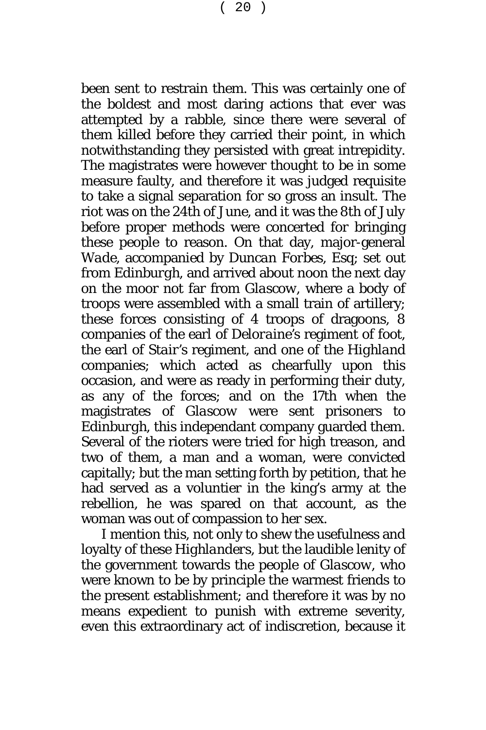been sent to restrain them. This was certainly one of the boldest and most daring actions that ever was attempted by a rabble, since there were several of them killed before they carried their point, in which notwithstanding they persisted with great intrepidity. The magistrates were however thought to be in some measure faulty, and therefore it was judged requisite to take a signal separation for so gross an insult. The riot was on the 24th of June, and it was the 8th of July before proper methods were concerted for bringing these people to reason. On that day, major-general *Wade*, accompanied by *Duncan Forbes*, Esq; set out from *Edinburgh*, and arrived about noon the next day on the moor not far from *Glascow*, where a body of troops were assembled with a small train of artillery; these forces consisting of 4 troops of dragoons, 8 companies of the earl of *Deloraine's* regiment of foot, the earl of *Stair's* regiment, and one of the *Highland* companies; which acted as chearfully upon this occasion, and were as ready in performing their duty, as any of the forces; and on the 17th when the magistrates of *Glascow* were sent prisoners to *Edinburgh*, this independant company guarded them. Several of the rioters were tried for high treason, and two of them, a man and a woman, were convicted capitally; but the man setting forth by petition, that he had served as a voluntier in the king's army at the rebellion, he was spared on that account, as the woman was out of compassion to her sex.

I mention this, not only to shew the usefulness and loyalty of these *Highlanders*, but the laudible lenity of the government towards the people of *Glascow*, who were known to be by principle the warmest friends to the present establishment; and therefore it was by no means expedient to punish with extreme severity, even this extraordinary act of indiscretion, because it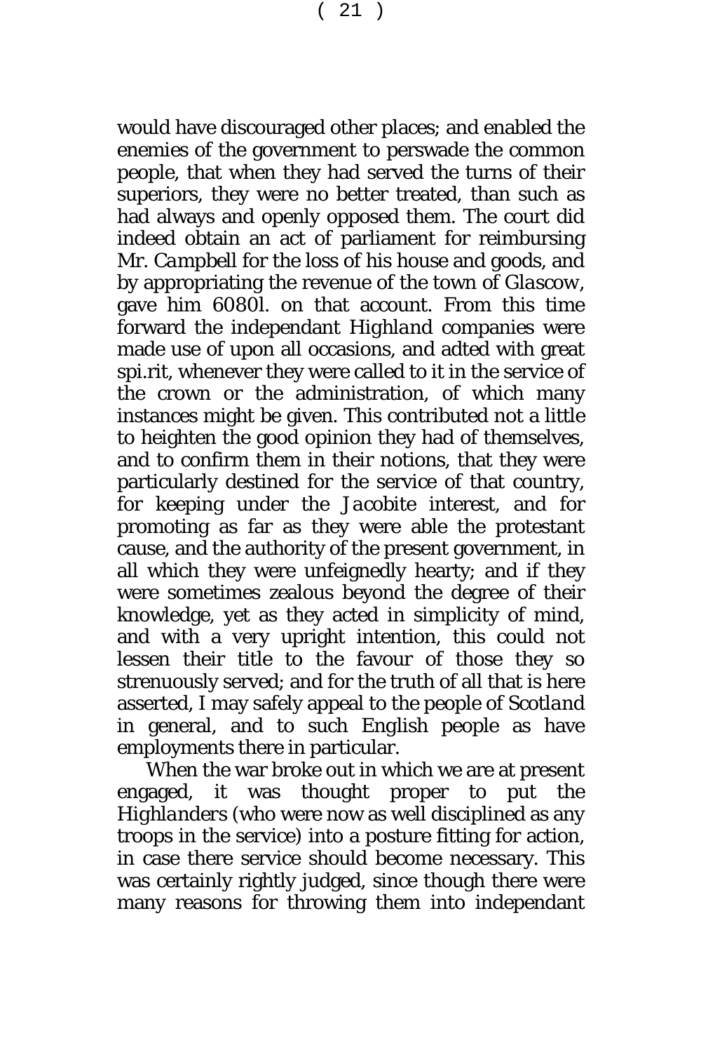would have discouraged other places; and enabled the enemies of the government to perswade the common people, that when they had served the turns of their superiors, they were no better treated, than such as had always and openly opposed them. The court did indeed obtain an act of parliament for reimbursing Mr. *Campbell* for the loss of his house and goods, and by appropriating the revenue of the town of *Glascow*, gave him 6080*l.* on that account. From this time forward the independant *Highland* companies were made use of upon all occasions, and adted with great spi.rit, whenever they were called to it in the service of the crown or the administration, of which many instances might be given. This contributed not a little to heighten the good opinion they had of themselves, and to confirm them in their notions, that they were particularly destined for the service of that country, for keeping under the *Jacobite* interest, and for promoting as far as they were able the protestant cause, and the authority of the present government, in all which they were unfeignedly hearty; and if they were sometimes zealous beyond the degree of their knowledge, yet as they acted in simplicity of mind, and with a very upright intention, this could not lessen their title to the favour of those they so strenuously served; and for the truth of all that is here asserted, I may safely appeal to the people of *Scotland* in general, and to such English people as have employments there in particular.

When the war broke out in which we are at present engaged, it was thought proper to put the *Highlanders* (who were now as well disciplined as any troops in the service) into a posture fitting for action, in case there service should become necessary. This was certainly rightly judged, since though there were many reasons for throwing them into independant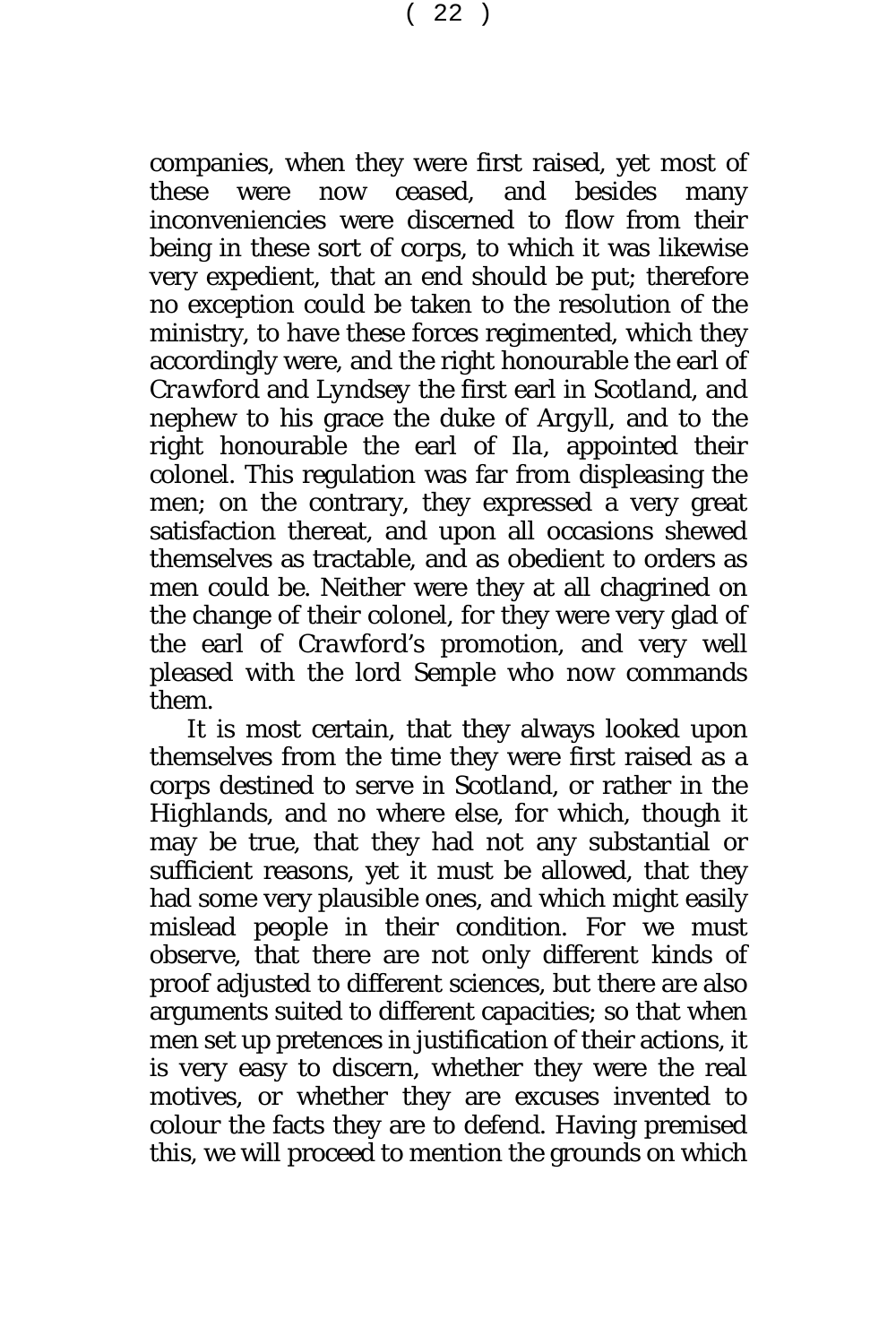companies, when they were first raised, yet most of these were now ceased, and besides many inconveniencies were discerned to flow from their being in these sort of corps, to which it was likewise very expedient, that an end should be put; therefore no exception could be taken to the resolution of the ministry, to have these forces regimented, which they accordingly were, and the right honourable the earl of *Crawford* and *Lyndsey* the first earl in *Scotland*, and nephew to his grace the duke of *Argyll*, and to the right honourable the earl of *Ila*, appointed their colonel. This regulation was far from displeasing the men; on the contrary, they expressed a very great satisfaction thereat, and upon all occasions shewed themselves as tractable, and as obedient to orders as men could be. Neither were they at all chagrined on the change of their colonel, for they were very glad of the earl of *Crawford's* promotion, and very well pleased with the lord Semple who now commands them.

It is most certain, that they always looked upon themselves from the time they were first raised as a corps destined to serve in *Scotland*, or rather in the *Highlands*, and no where else, for which, though it may be true, that they had not any substantial or sufficient reasons, yet it must be allowed, that they had some very plausible ones, and which might easily mislead people in their condition. For we must observe, that there are not only different kinds of proof adjusted to different sciences, but there are also arguments suited to different capacities; so that when men set up pretences in justification of their actions, it is very easy to discern, whether they were the real motives, or whether they are excuses invented to colour the facts they are to defend. Having premised this, we will proceed to mention the grounds on which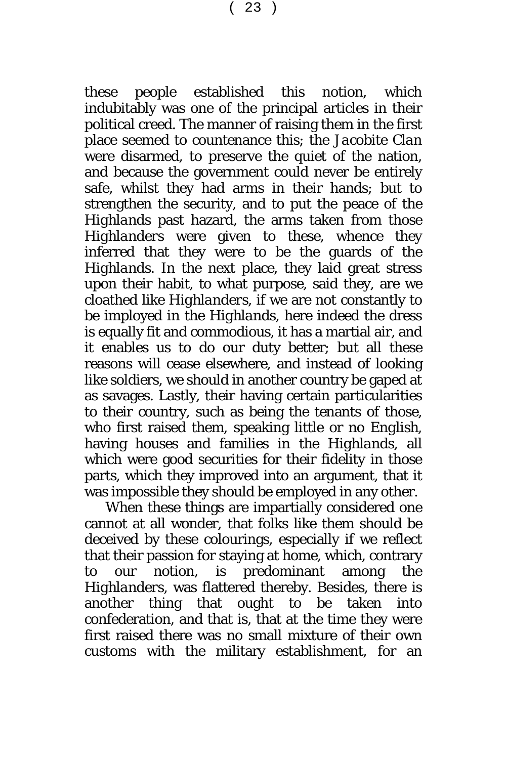these people established this notion, which indubitably was one of the principal articles in their political creed. The manner of raising them in the first place seemed to countenance this; the *Jacobite Clan* were disarmed, to preserve the quiet of the nation, and because the government could never be entirely safe, whilst they had arms in their hands; but to strengthen the security, and to put the peace of the *Highlands* past hazard, the arms taken from those *Highlanders* were given to these, whence they inferred that they were to be the guards of the *Highlands*. In the next place, they laid great stress upon their habit, to what purpose, said they, are we cloathed like *Highlanders*, if we are not constantly to be imployed in the *Highlands*, here indeed the dress is equally fit and commodious, it has a martial air, and it enables us to do our duty better; but all these reasons will cease elsewhere, and instead of looking like soldiers, we should in another country be gaped at as savages. Lastly, their having certain particularities to their country, such as being the tenants of those, who first raised them, speaking little or no English, having houses and families in the *Highlands*, all which were good securities for their fidelity in those parts, which they improved into an argument, that it was impossible they should be employed in any other.

When these things are impartially considered one cannot at all wonder, that folks like them should be deceived by these colourings, especially if we reflect that their passion for staying at home, which, contrary to our notion, is predominant among the *Highlanders*, was flattered thereby. Besides, there is another thing that ought to be taken into confederation, and that is, that at the time they were first raised there was no small mixture of their own customs with the military establishment, for an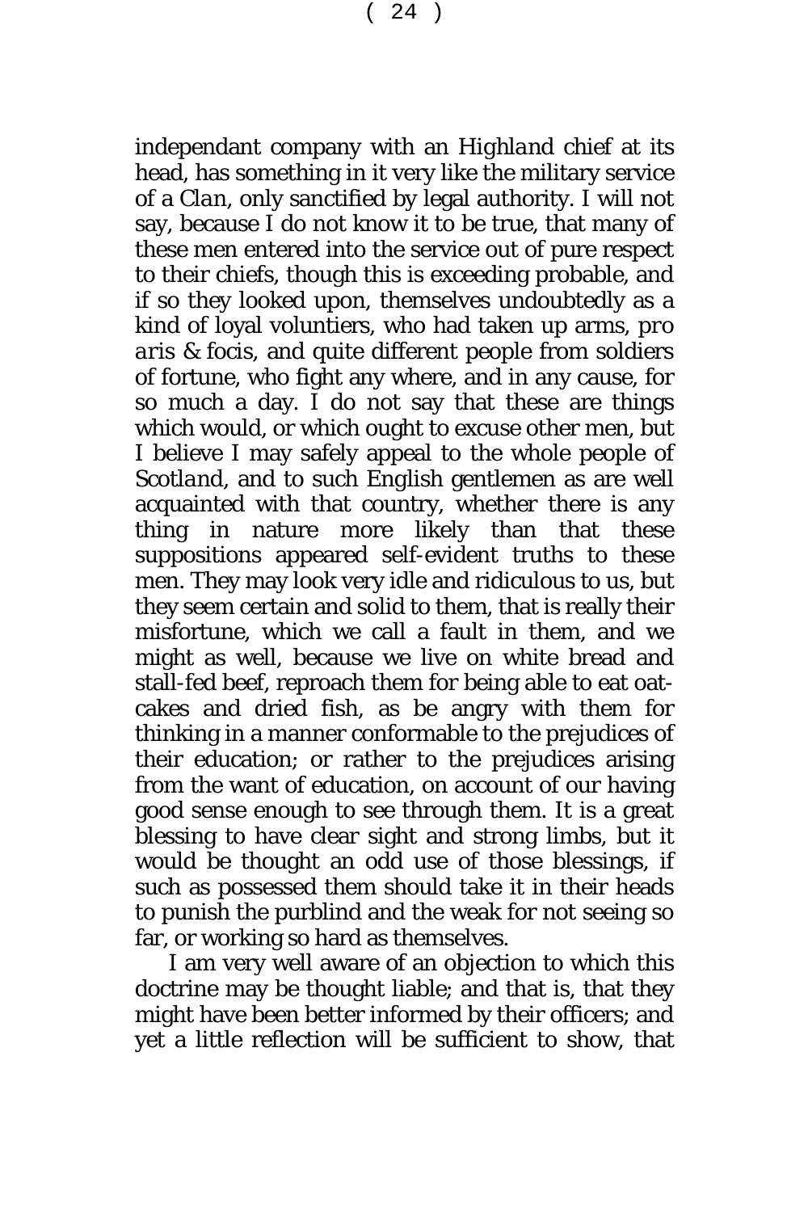independant company with an *Highland* chief at its head, has something in it very like the military service of a *Clan*, only sanctified by legal authority. I will not say, because I do not know it to be true, that many of these men entered into the service out of pure respect to their chiefs, though this is exceeding probable, and if so they looked upon, themselves undoubtedly as a kind of loyal voluntiers, who had taken up arms, *pro aris & focis*, and quite different people from soldiers of fortune, who fight any where, and in any cause, for so much a day. I do not say that these are things which would, or which ought to excuse other men, but I believe I may safely appeal to the whole people of *Scotland*, and to such English gentlemen as are well acquainted with that country, whether there is any thing in nature more likely than that these suppositions appeared self-evident truths to these men. They may look very idle and ridiculous to us, but they seem certain and solid to them, that is really their misfortune, which we call a fault in them, and we might as well, because we live on white bread and stall-fed beef, reproach them for being able to eat oat-cakes and dried fish, as be angry with them for thinking in a manner conformable to the prejudices of their education; or rather to the prejudices arising from the want of education, on account of our having good sense enough to see through them. It is a great blessing to have clear sight and strong limbs, but it would be thought an odd use of those blessings, if such as possessed them should take it in their heads to punish the purblind and the weak for not seeing so far, or working so hard as themselves.

I am very well aware of an objection to which this doctrine may be thought liable; and that is, that they might have been better informed by their officers; and yet a little reflection will be sufficient to show, that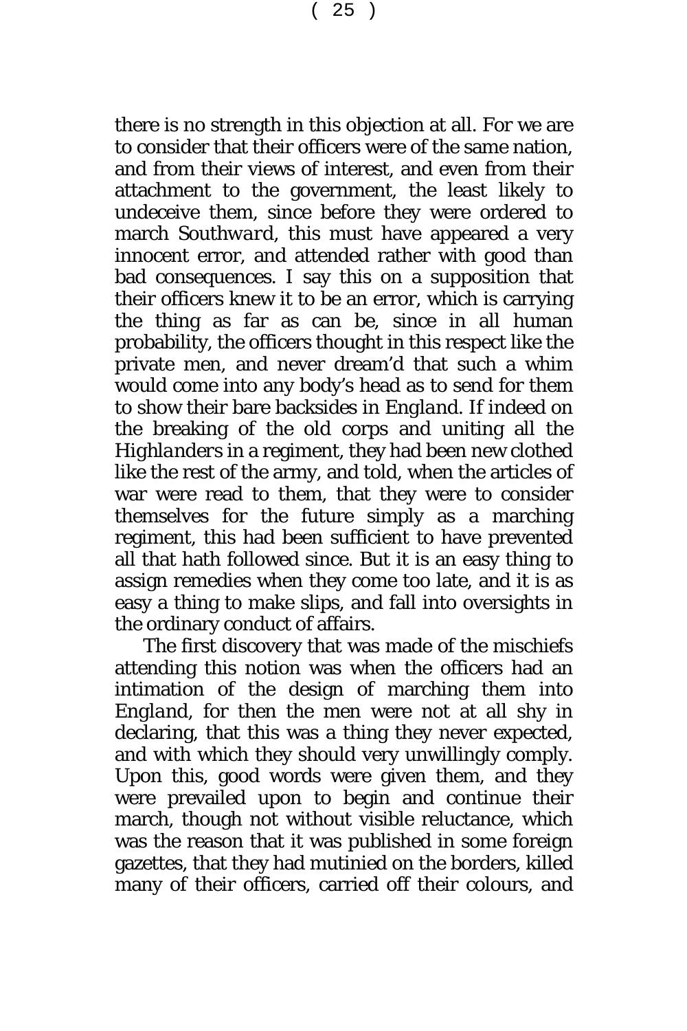there is no strength in this objection at all. For we are to consider that their officers were of the same nation, and from their views of interest, and even from their attachment to the government, the least likely to undeceive them, since before they were ordered to march *Southward*, this must have appeared a very innocent error, and attended rather with good than bad consequences. I say this on a supposition that their officers knew it to be an error, which is carrying the thing as far as can be, since in all human probability, the officers thought in this respect like the private men, and never dream'd that such a whim would come into any body's head as to send for them to show their bare backsides in *England*. If indeed on the breaking of the old corps and uniting all the *Highlanders* in a regiment, they had been new clothed like the rest of the army, and told, when the articles of war were read to them, that they were to consider themselves for the future simply as a marching regiment, this had been sufficient to have prevented all that hath followed since. But it is an easy thing to assign remedies when they come too late, and it is as easy a thing to make slips, and fall into oversights in the ordinary conduct of affairs.

The first discovery that was made of the mischiefs attending this notion was when the officers had an intimation of the design of marching them into *England*, for then the men were not at all shy in declaring, that this was a thing they never expected, and with which they should very unwillingly comply. Upon this, good words were given them, and they were prevailed upon to begin and continue their march, though not without visible reluctance, which was the reason that it was published in some foreign gazettes, that they had mutinied on the borders, killed many of their officers, carried off their colours, and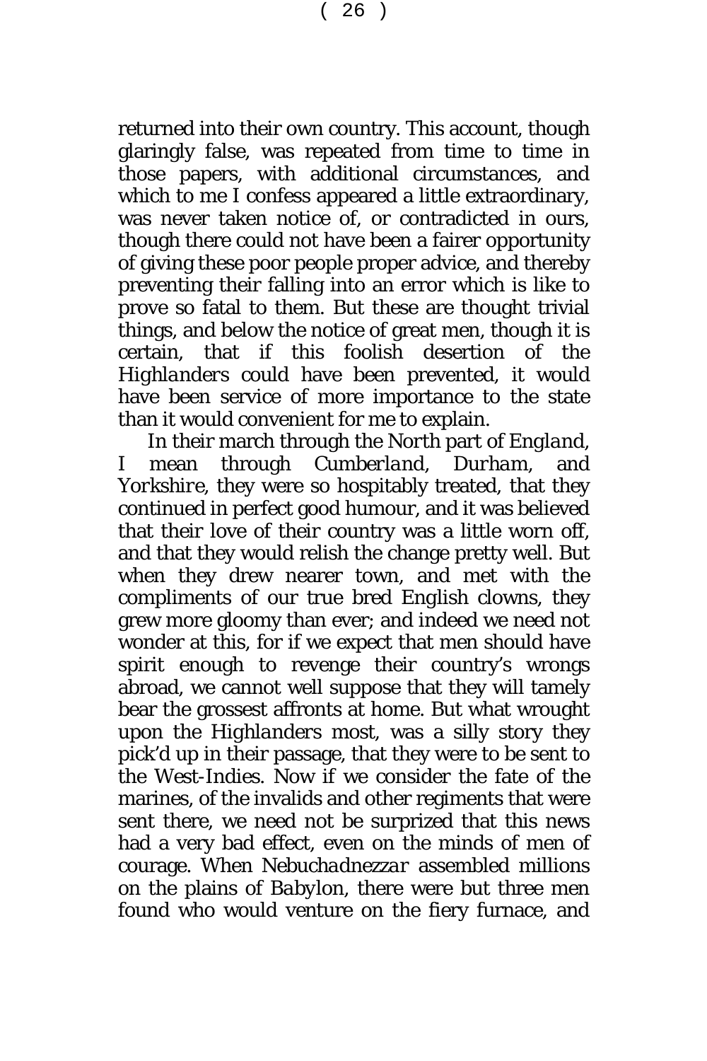returned into their own country. This account, though glaringly false, was repeated from time to time in those papers, with additional circumstances, and which to me I confess appeared a little extraordinary, was never taken notice of, or contradicted in ours, though there could not have been a fairer opportunity of giving these poor people proper advice, and thereby preventing their falling into an error which is like to prove so fatal to them. But these are thought trivial things, and below the notice of great men, though it is certain, that if this foolish desertion of the *Highlanders* could have been prevented, it would have been service of more importance to the state than it would convenient for me to explain.

In their march through the *North* part of *England*, I mean through *Cumberland*, *Durham*, and *Yorkshire*, they were so hospitably treated, that they continued in perfect good humour, and it was believed that their love of their country was a little worn off, and that they would relish the change pretty well. But when they drew nearer town, and met with the compliments of our true bred English clowns, they grew more gloomy than ever; and indeed we need not wonder at this, for if we expect that men should have spirit enough to revenge their country's wrongs abroad, we cannot well suppose that they will tamely bear the grossest affronts at home. But what wrought upon the *Highlanders* most, was a silly story they pick'd up in their passage, that they were to be sent to the West-Indies. Now if we consider the fate of the marines, of the invalids and other regiments that were sent there, we need not be surprized that this news had a very bad effect, even on the minds of men of courage. When *Nebuchadnezzar* assembled millions on the plains of *Babylon*, there were but three men found who would venture on the fiery furnace, and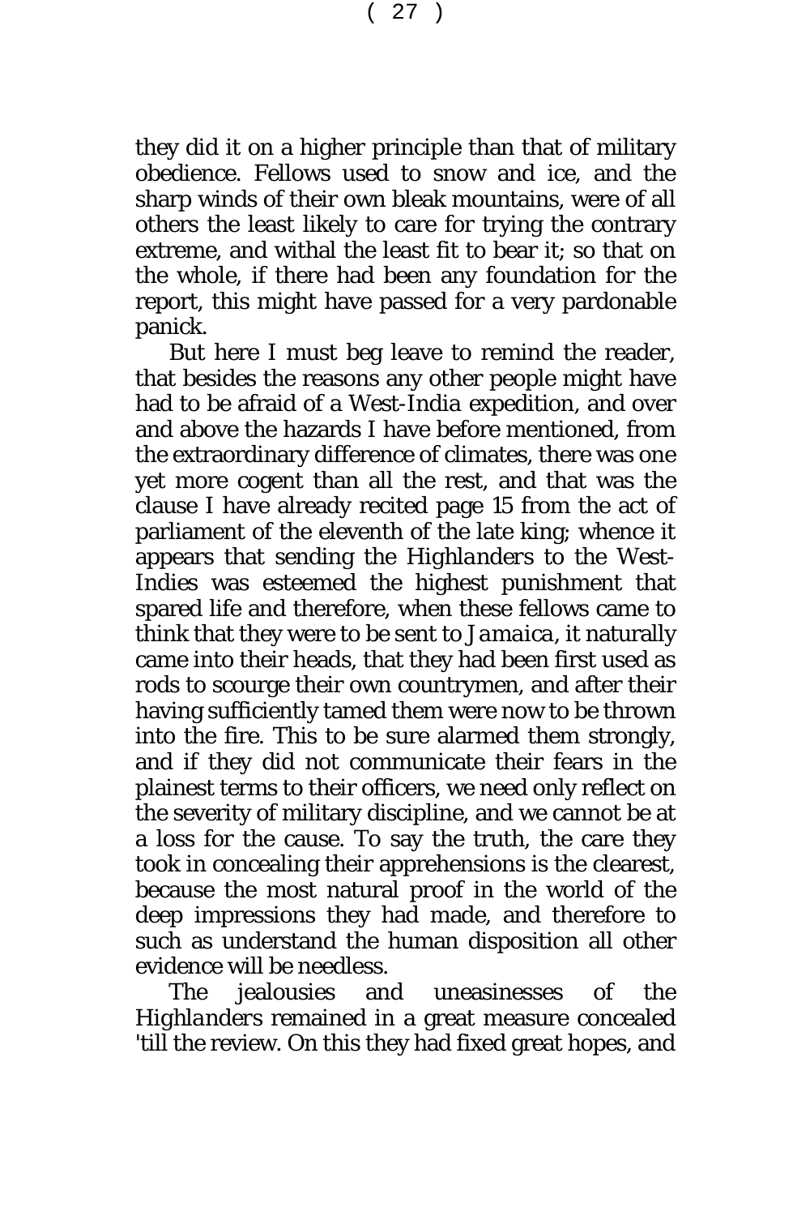they did it on a higher principle than that of military obedience. Fellows used to snow and ice, and the sharp winds of their own bleak mountains, were of all others the least likely to care for trying the contrary extreme, and withal the least fit to bear it; so that on the whole, if there had been any foundation for the report, this might have passed for a very pardonable panick.

But here I must beg leave to remind the reader, that besides the reasons any other people might have had to be afraid of a West-India expedition, and over and above the hazards I have before mentioned, from the extraordinary difference of climates, there was one yet more cogent than all the rest, and that was the clause I have already recited page 15 from the act of parliament of the eleventh of the late king; whence it appears that sending the *Highlanders* to the West-Indies was esteemed the highest punishment that spared life and therefore, when these fellows came to think that they were to be sent to *Jamaica*, it naturally came into their heads, that they had been first used as rods to scourge their own countrymen, and after their having sufficiently tamed them were now to be thrown into the fire. This to be sure alarmed them strongly, and if they did not communicate their fears in the plainest terms to their officers, we need only reflect on the severity of military discipline, and we cannot be at a loss for the cause. To say the truth, the care they took in concealing their apprehensions is the clearest, because the most natural proof in the world of the deep impressions they had made, and therefore to such as understand the human disposition all other evidence will be needless.

The jealousies and uneasinesses of the *Highlanders* remained in a great measure concealed 'till the review. On this they had fixed great hopes, and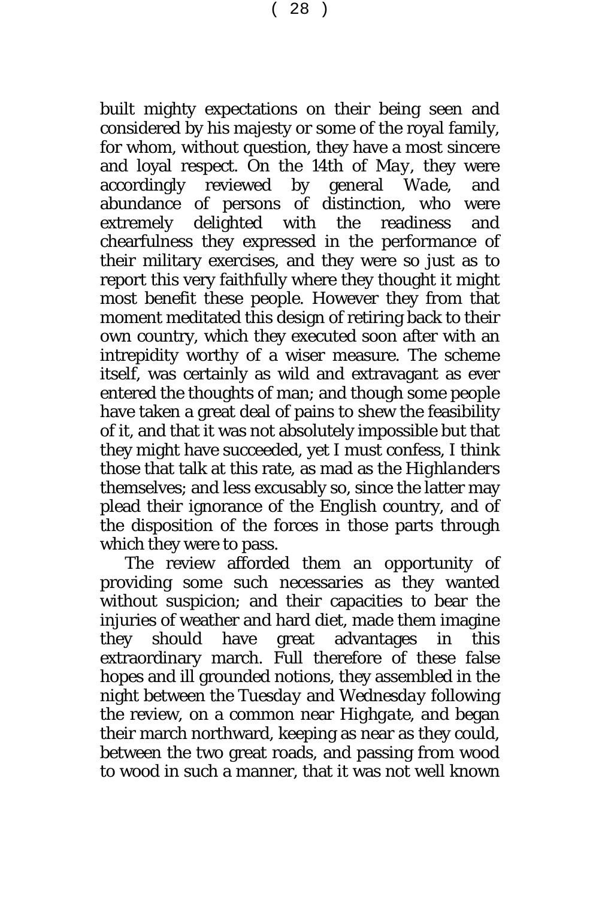built mighty expectations on their being seen and considered by his majesty or some of the royal family, for whom, without question, they have a most sincere and loyal respect. On the 14th of *May*, they were accordingly reviewed by general *Wade*, and abundance of persons of distinction, who were extremely delighted with the readiness and chearfulness they expressed in the performance of their military exercises, and they were so just as to report this very faithfully where they thought it might most benefit these people. However they from that moment meditated this design of retiring back to their own country, which they executed soon after with an intrepidity worthy of a wiser measure. The scheme itself, was certainly as wild and extravagant as ever entered the thoughts of man; and though some people have taken a great deal of pains to shew the feasibility of it, and that it was not absolutely impossible but that they might have succeeded, yet I must confess, I think those that talk at this rate, as mad as the *Highlanders* themselves; and less excusably so, since the latter may plead their ignorance of the English country, and of the disposition of the forces in those parts through which they were to pass.

The review afforded them an opportunity of providing some such necessaries as they wanted without suspicion; and their capacities to bear the injuries of weather and hard diet, made them imagine they should have great advantages in this extraordinary march. Full therefore of these false hopes and ill grounded notions, they assembled in the night between the *Tuesday* and *Wednesday* following the review, on a common near *Highgate*, and began their march northward, keeping as near as they could, between the two great roads, and passing from wood to wood in such a manner, that it was not well known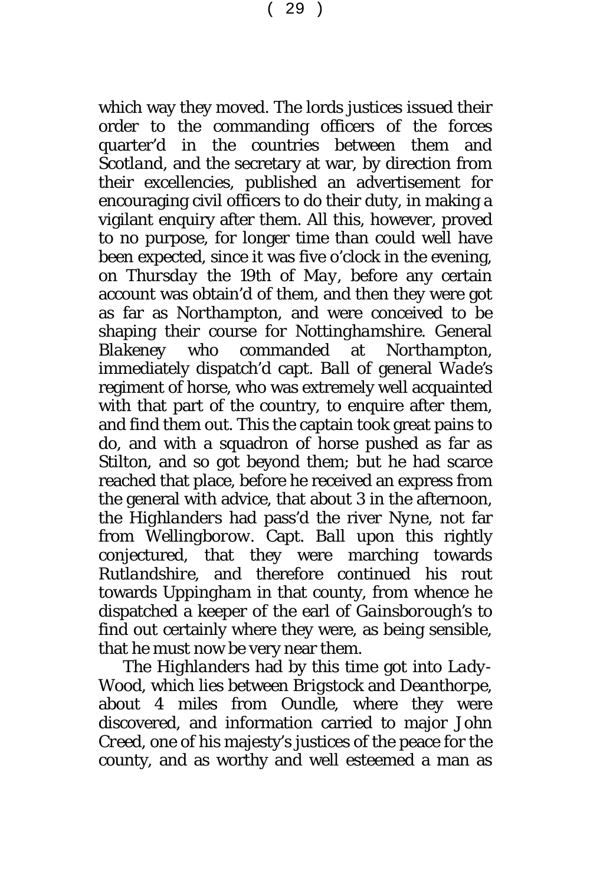which way they moved. The lords justices issued their order to the commanding officers of the forces quarter'd in the countries between them and *Scotland*, and the secretary at war, by direction from their excellencies, published an advertisement for encouraging civil officers to do their duty, in making a vigilant enquiry after them. All this, however, proved to no purpose, for longer time than could well have been expected, since it was five o'clock in the evening, on *Thursday* the 19th of *May*, before any certain account was obtain'd of them, and then they were got as far as *Northampton*, and were conceived to be shaping their course for *Nottinghamshire*. General *Blakeney* who commanded at *Northampton*, immediately dispatch'd capt. *Ball* of general *Wade*'s regiment of horse, who was extremely well acquainted with that part of the country, to enquire after them, and find them out. This the captain took great pains to do, and with a squadron of horse pushed as far as Stilton, and so got beyond them; but he had scarce reached that place, before he received an express from the general with advice, that about 3 in the afternoon, the *Highlanders* had pass'd the river *Nyne*, not far from *Wellingborow*. Capt. *Ball* upon this rightly conjectured, that they were marching towards *Rutlandshire*, and therefore continued his rout towards *Uppingham* in that county, from whence he dispatched a keeper of the earl of *Gainsborough*'s to find out certainly where they were, as being sensible, that he must now be very near them.

The *Highlanders* had by this time got into *Lady-Wood*, which lies between *Brigstock* and *Deanthorpe*, about 4 miles from *Oundle*, where they were discovered, and information carried to major *John Creed*, one of his majesty's justices of the peace for the county, and as worthy and well esteemed a man as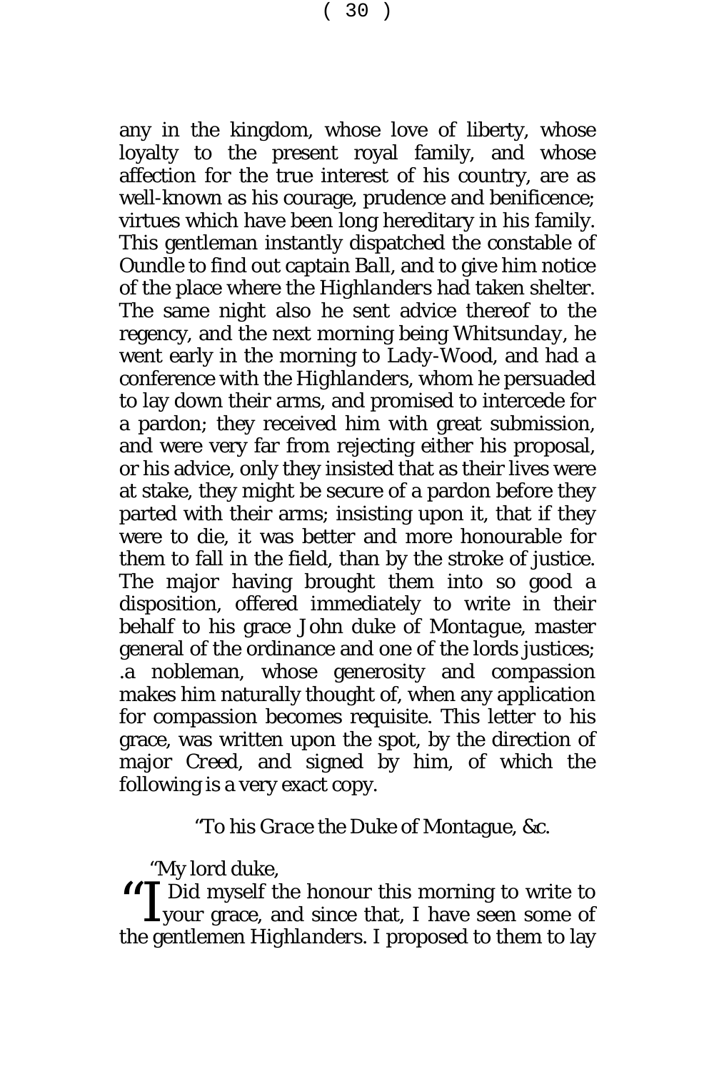any in the kingdom, whose love of liberty, whose loyalty to the present royal family, and whose affection for the true interest of his country, are as well-known as his courage, prudence and benificence; virtues which have been long hereditary in his family. This gentleman instantly dispatched the constable of *Oundle* to find out captain *Ball*, and to give him notice of the place where the *Highlanders* had taken shelter. The same night also he sent advice thereof to the regency, and the next morning being *Whitsunday*, he went early in the morning to *Lady-Wood*, and had a conference with the *Highlanders*, whom he persuaded to lay down their arms, and promised to intercede for a pardon; they received him with great submission, and were very far from rejecting either his proposal, or his advice, only they insisted that as their lives were at stake, they might be secure of a pardon before they parted with their arms; insisting upon it, that if they were to die, it was better and more honourable for them to fall in the field, than by the stroke of justice. The major having brought them into so good a disposition, offered immediately to write in their behalf to his grace *John* duke of *Montague*, master general of the ordinance and one of the lords justices; .a nobleman, whose generosity and compassion makes him naturally thought of, when any application for compassion becomes requisite. This letter to his grace, was written upon the spot, by the direction of major *Creed*, and signed by him, of which the following is a very exact copy.

"*To his Grace the Duke of Montague, &c.*

"My lord duke,

"I Did myself the honour this morning to write to your grace, and since that, I have seen some of the gentlemen *Highlanders*. I proposed to them to lay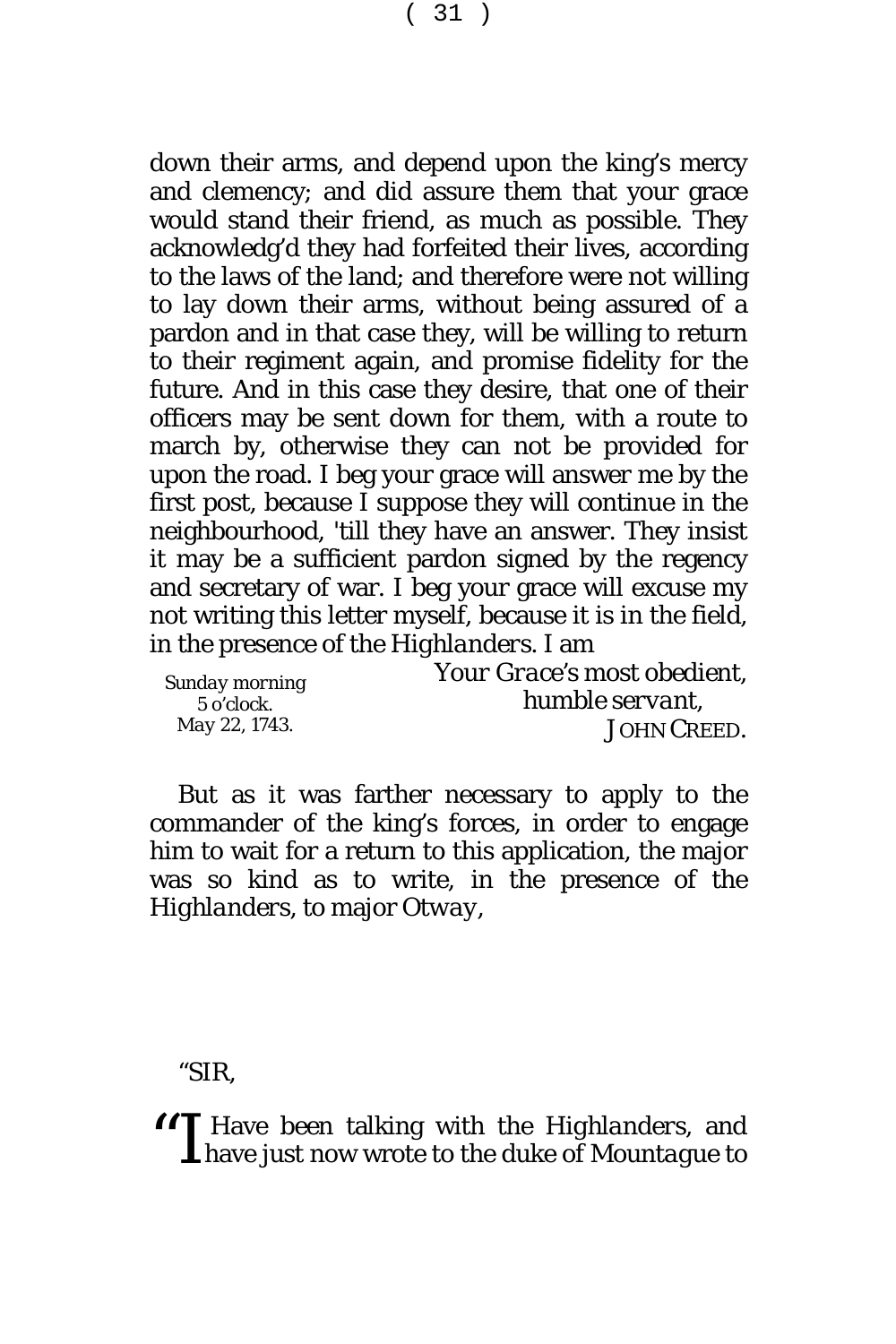down their arms, and depend upon the king's mercy and clemency; and did assure them that your grace would stand their friend, as much as possible. They acknowledg'd they had forfeited their lives, according to the laws of the land; and therefore were not willing to lay down their arms, without being assured of a pardon and in that case they, will be willing to return to their regiment again, and promise fidelity for the future. And in this case they desire, that one of their officers may be sent down for them, with a route to march by, otherwise they can not be provided for upon the road. I beg your grace will answer me by the first post, because I suppose they will continue in the neighbourhood, 'till they have an answer. They insist it may be a sufficient pardon signed by the regency and secretary of war. I beg your grace will excuse my not writing this letter myself, because it is in the field, in the presence of the *Highlanders*. I am

Sunday morning
5 o'clock.
May 22, 1743.

*Your Grace's most obedient,*
*humble servant,*
JOHN CREED.

But as it was farther necessary to apply to the commander of the king's forces, in order to engage him to wait for a return to this application, the major was so kind as to write, in the presence of the *Highlanders*, to major *Otway*,

"SIR,

"I Have been talking with the *Highlanders*, and have just now wrote to the duke of *Mountague* to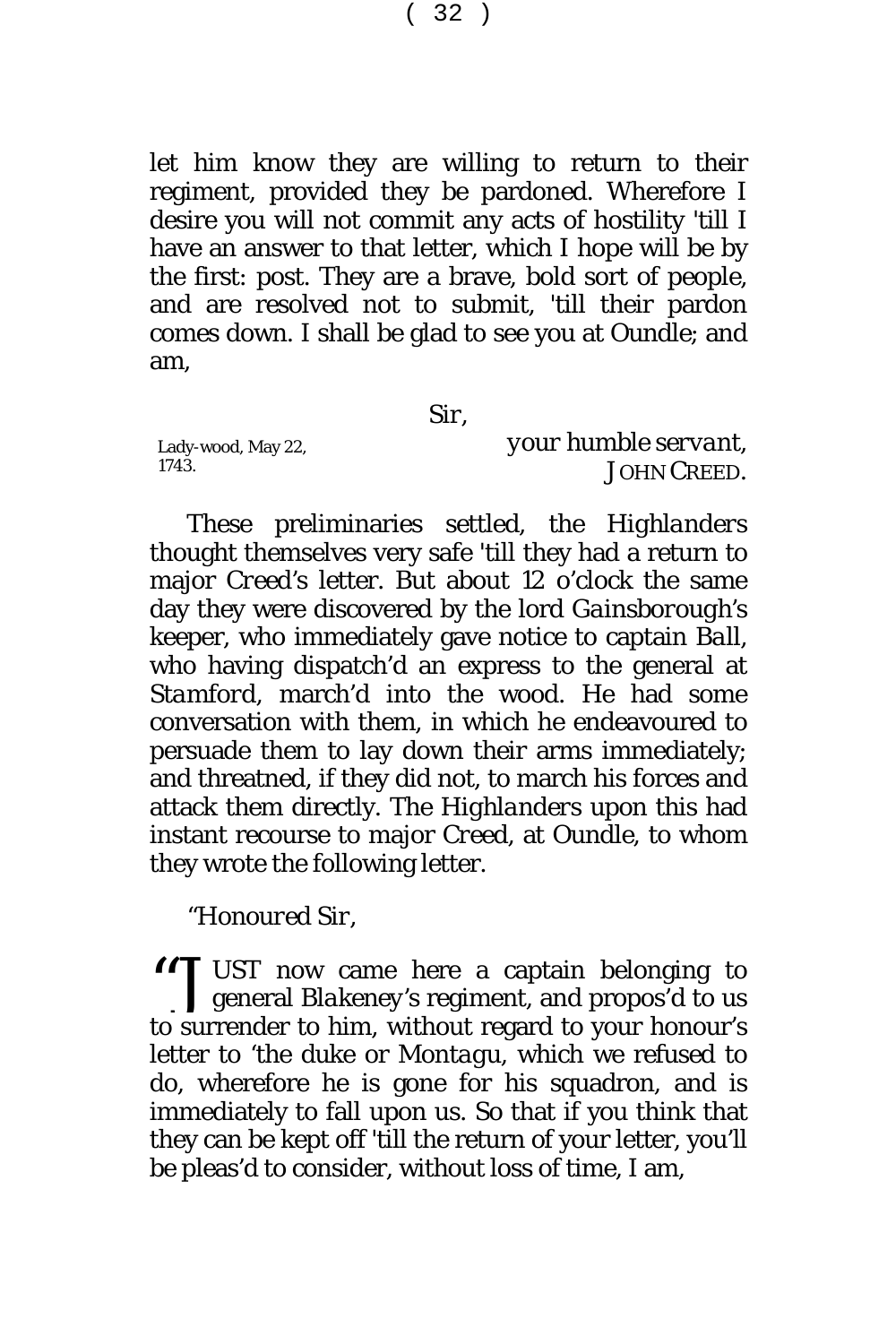let him know they are willing to return to their regiment, provided they be pardoned. Wherefore I desire you will not commit any acts of hostility 'till I have an answer to that letter, which I hope will be by the first: post. They are a brave, bold sort of people, and are resolved not to submit, 'till their pardon comes down. I shall be glad to see you at Oundle; and am,

*Sir,*

Lady-wood, May 22, 1743.

*your humble servant,*
JOHN CREED.

These preliminaries settled, the *Highlanders* thought themselves very safe 'till they had a return to major *Creed's* letter. But about 12 o'clock the same day they were discovered by the lord *Gainsborough's* keeper, who immediately gave notice to captain *Ball*, who having dispatch'd an express to the general at *Stamford*, march'd into the wood. He had some conversation with them, in which he endeavoured to persuade them to lay down their arms immediately; and threatned, if they did not, to march his forces and attack them directly. The *Highlanders* upon this had instant recourse to major *Creed*, at *Oundle*, to whom they wrote the following letter.

"*Honoured Sir*,

"JUST now came here a captain belonging to general *Blakeney's* regiment, and propos'd to us to surrender to him, without regard to your honour's letter to 'the duke or *Montagu*, which we refused to do, wherefore he is gone for his squadron, and is immediately to fall upon us. So that if you think that they can be kept off 'till the return of your letter, you'll be pleas'd to consider, without loss of time, I am,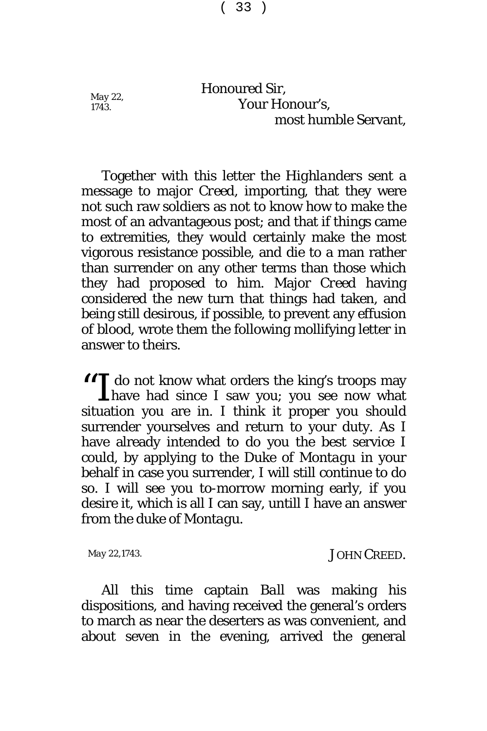May 22, 1743.

Honoured Sir,

Your Honour's,

most humble Servant,

Together with this letter the *Highlanders* sent a message to major *Creed*, importing, that they were not such raw soldiers as not to know how to make the most of an advantageous post; and that if things came to extremities, they would certainly make the most vigorous resistance possible, and die to a man rather than surrender on any other terms than those which they had proposed to him. Major *Creed* having considered the new turn that things had taken, and being still desirous, if possible, to prevent any effusion of blood, wrote them the following mollifying letter in answer to theirs.

"I do not know what orders the king's troops may have had since I saw you; you see now what situation you are in. I think it proper you should surrender yourselves and return to your duty. As I have already intended to do you the best service I could, by applying to the Duke of *Montagu* in your behalf in case you surrender, I will still continue to do so. I will see you to-morrow morning early, if you desire it, which is all I can say, untill I have an answer from the duke of *Montagu*.

May 22, 1743. JOHN CREED.

All this time captain *Ball* was making his dispositions, and having received the general's orders to march as near the deserters as was convenient, and about seven in the evening, arrived the general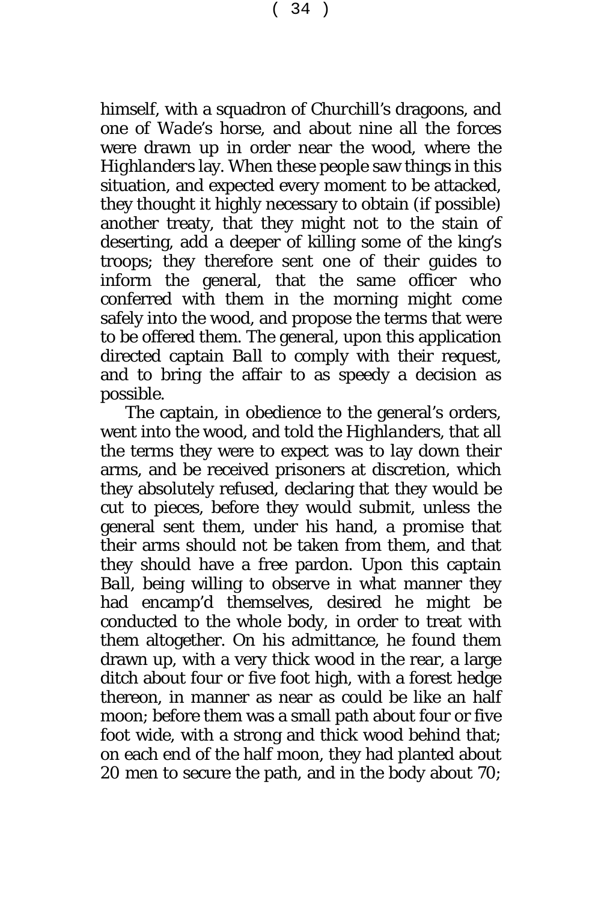himself, with a squadron of *Churchill's* dragoons, and one of *Wade's* horse, and about nine all the forces were drawn up in order near the wood, where the *Highlanders* lay. When these people saw things in this situation, and expected every moment to be attacked, they thought it highly necessary to obtain (if possible) another treaty, that they might not to the stain of deserting, add a deeper of killing some of the king's troops; they therefore sent one of their guides to inform the general, that the same officer who conferred with them in the morning might come safely into the wood, and propose the terms that were to be offered them. The general, upon this application directed captain *Ball* to comply with their request, and to bring the affair to as speedy a decision as possible.

The captain, in obedience to the general's orders, went into the wood, and told the *Highlanders*, that all the terms they were to expect was to lay down their arms, and be received prisoners at discretion, which they absolutely refused, declaring that they would be cut to pieces, before they would submit, unless the general sent them, under his hand, a promise that their arms should not be taken from them, and that they should have a free pardon. Upon this captain *Ball*, being willing to observe in what manner they had encamp'd themselves, desired he might be conducted to the whole body, in order to treat with them altogether. On his admittance, he found them drawn up, with a very thick wood in the rear, a large ditch about four or five foot high, with a forest hedge thereon, in manner as near as could be like an half moon; before them was a small path about four or five foot wide, with a strong and thick wood behind that; on each end of the half moon, they had planted about 20 men to secure the path, and in the body about 70;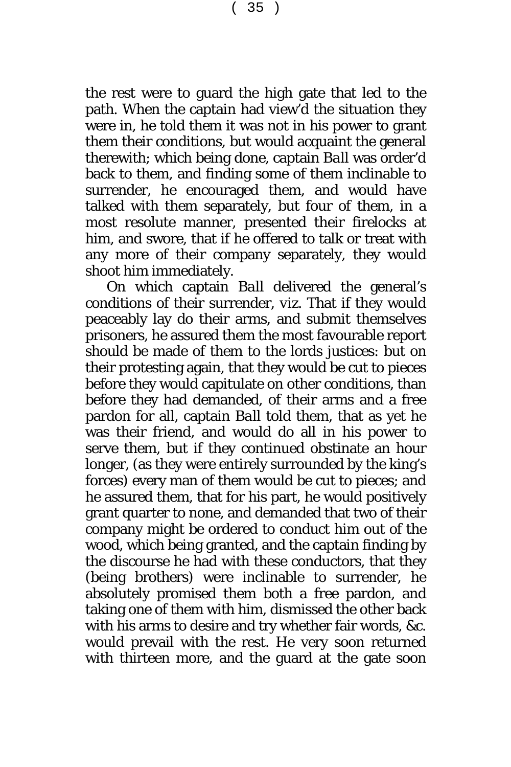the rest were to guard the high gate that led to the path. When the captain had view'd the situation they were in, he told them it was not in his power to grant them their conditions, but would acquaint the general therewith; which being done, captain *Ball* was order'd back to them, and finding some of them inclinable to surrender, he encouraged them, and would have talked with them separately, but four of them, in a most resolute manner, presented their firelocks at him, and swore, that if he offered to talk or treat with any more of their company separately, they would shoot him immediately.

On which captain *Ball* delivered the general's conditions of their surrender, viz. That if they would peaceably lay do their arms, and submit themselves prisoners, he assured them the most favourable report should be made of them to the lords justices: but on their protesting again, that they would be cut to pieces before they would capitulate on other conditions, than before they had demanded, of their arms and a free pardon for all, captain Ball told them, that as yet he was their friend, and would do all in his power to serve them, but if they continued obstinate an hour longer, (as they were entirely surrounded by the king's forces) every man of them would be cut to pieces; and he assured them, that for his part, he would positively grant quarter to none, and demanded that two of their company might be ordered to conduct him out of the wood, which being granted, and the captain finding by the discourse he had with these conductors, that they (being brothers) were inclinable to surrender, he absolutely promised them both a free pardon, and taking one of them with him, dismissed the other back with his arms to desire and try whether fair words, &c. would prevail with the rest. He very soon returned with thirteen more, and the guard at the gate soon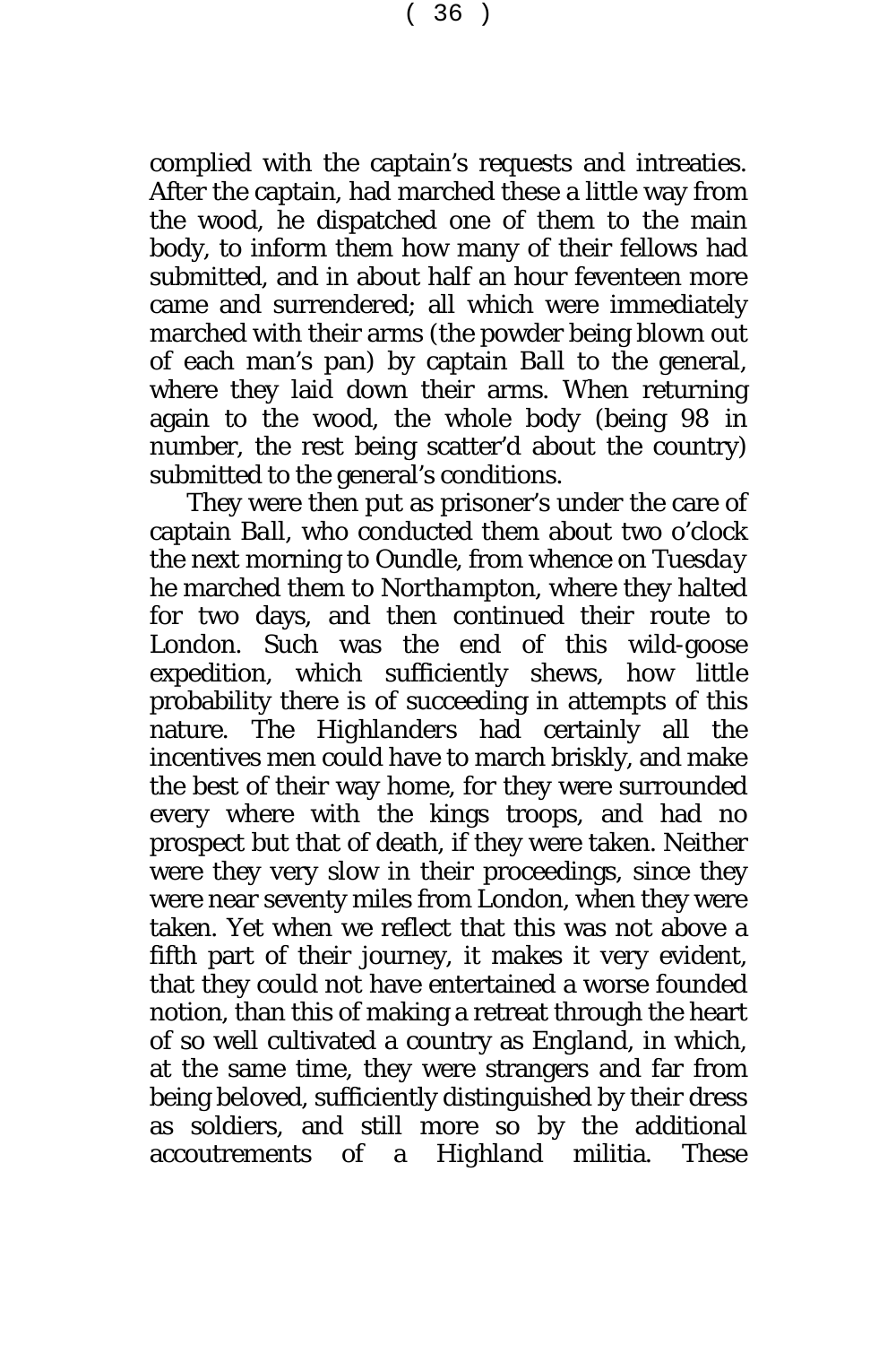complied with the captain's requests and intreaties. After the captain, had marched these a little way from the wood, he dispatched one of them to the main body, to inform them how many of their fellows had submitted, and in about half an hour feventeen more came and surrendered; all which were immediately marched with their arms (the powder being blown out of each man's pan) by captain *Ball* to the general, where they laid down their arms. When returning again to the wood, the whole body (being 98 in number, the rest being scatter'd about the country) submitted to the general's conditions.

They were then put as prisoner's under the care of captain *Ball*, who conducted them about two o'clock the next morning to *Oundle*, from whence on *Tuesday* he marched them to *Northampton*, where they halted for two days, and then continued their route to London. Such was the end of this wild-goose expedition, which sufficiently shews, how little probability there is of succeeding in attempts of this nature. The *Highlanders* had certainly all the incentives men could have to march briskly, and make the best of their way home, for they were surrounded every where with the kings troops, and had no prospect but that of death, if they were taken. Neither were they very slow in their proceedings, since they were near seventy miles from London, when they were taken. Yet when we reflect that this was not above a fifth part of their journey, it makes it very evident, that they could not have entertained a worse founded notion, than this of making a retreat through the heart of so well cultivated a country as *England*, in which, at the same time, they were strangers and far from being beloved, sufficiently distinguished by their dress as soldiers, and still more so by the additional accoutrements of a *Highland* militia. These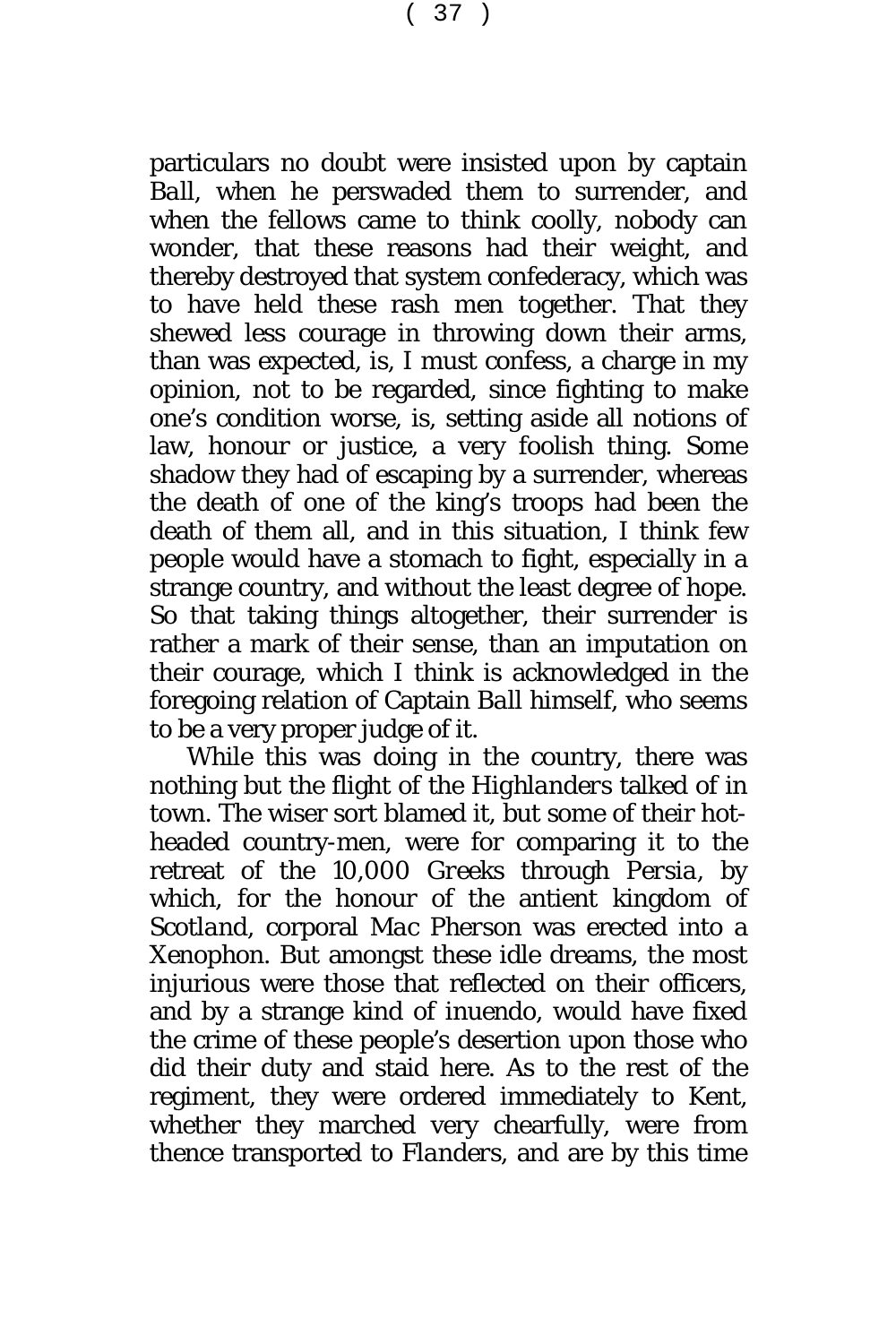particulars no doubt were insisted upon by captain *Ball*, when he perswaded them to surrender, and when the fellows came to think coolly, nobody can wonder, that these reasons had their weight, and thereby destroyed that system confederacy, which was to have held these rash men together. That they shewed less courage in throwing down their arms, than was expected, is, I must confess, a charge in my opinion, not to be regarded, since fighting to make one's condition worse, is, setting aside all notions of law, honour or justice, a very foolish thing. Some shadow they had of escaping by a surrender, whereas the death of one of the king's troops had been the death of them all, and in this situation, I think few people would have a stomach to fight, especially in a strange country, and without the least degree of hope. So that taking things altogether, their surrender is rather a mark of their sense, than an imputation on their courage, which I think is acknowledged in the foregoing relation of Captain *Ball* himself, who seems to be a very proper judge of it.

While this was doing in the country, there was nothing but the flight of the *Highlanders* talked of in town. The wiser sort blamed it, but some of their hot-headed country-men, were for comparing it to the retreat of the 10,000 *Greeks* through *Persia*, by which, for the honour of the antient kingdom of *Scotland*, corporal *Mac Pherson* was erected into a *Xenophon*. But amongst these idle dreams, the most injurious were those that reflected on their officers, and by a strange kind of inuendo, would have fixed the crime of these people's desertion upon those who did their duty and staid here. As to the rest of the regiment, they were ordered immediately to *Kent*, whether they marched very chearfully, were from thence transported to *Flanders*, and are by this time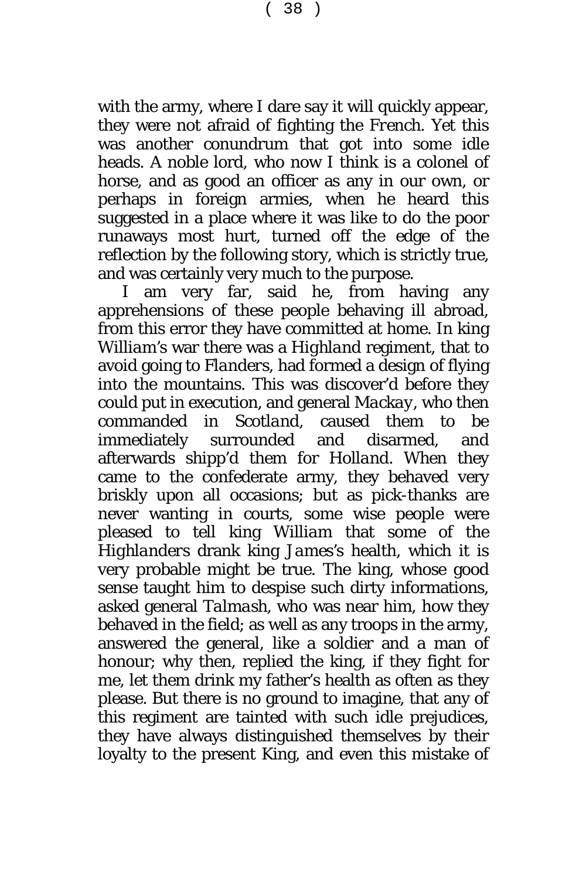with the army, where I dare say it will quickly appear, they were not afraid of fighting the French. Yet this was another conundrum that got into some idle heads. A noble lord, who now I think is a colonel of horse, and as good an officer as any in our own, or perhaps in foreign armies, when he heard this suggested in a place where it was like to do the poor runaways most hurt, turned off the edge of the reflection by the following story, which is strictly true, and was certainly very much to the purpose.

I am very far, said he, from having any apprehensions of these people behaving ill abroad, from this error they have committed at home. In king *William's* war there was a *Highland* regiment, that to avoid going to *Flanders*, had formed a design of flying into the mountains. This was discover'd before they could put in execution, and general *Mackay*, who then commanded in *Scotland*, caused them to be immediately surrounded and disarmed, and afterwards shipp'd them for *Holland*. When they came to the confederate army, they behaved very briskly upon all occasions; but as pick-thanks are never wanting in courts, some wise people were pleased to tell king *William* that some of the *Highlanders* drank king *James's* health, which it is very probable might be true. The king, whose good sense taught him to despise such dirty informations, asked general *Talmash*, who was near him, how they behaved in the field; as well as any troops in the army, answered the general, like a soldier and a man of honour; why then, replied the king, if they fight for me, let them drink my father's health as often as they please. But there is no ground to imagine, that any of this regiment are tainted with such idle prejudices, they have always distinguished themselves by their loyalty to the present King, and even this mistake of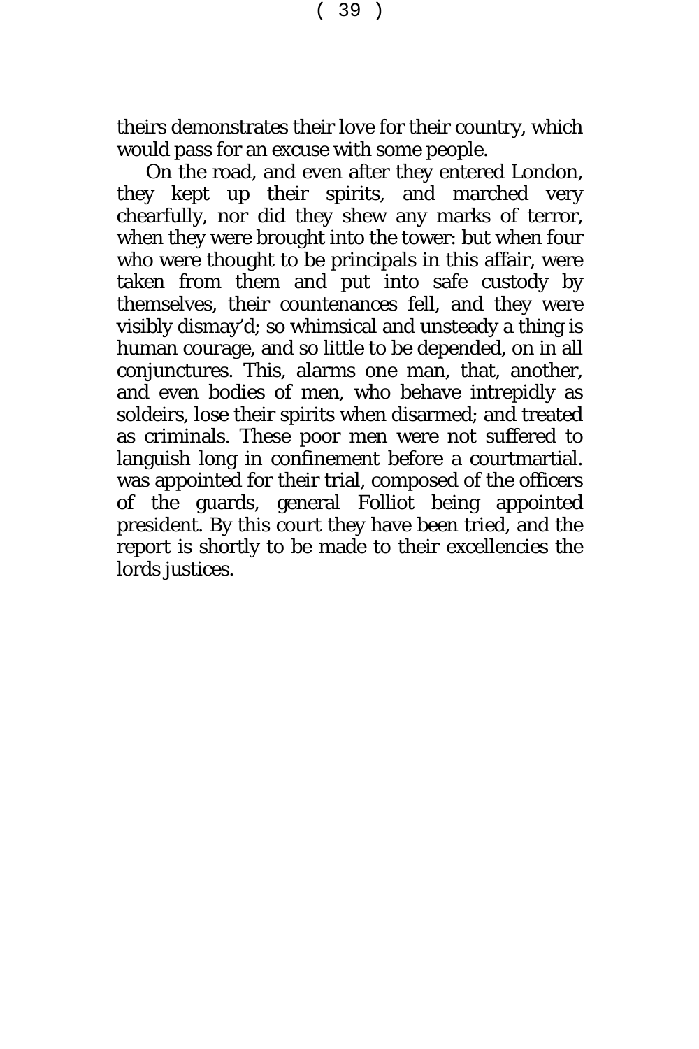theirs demonstrates their love for their country, which would pass for an excuse with some people.

On the road, and even after they entered London, they kept up their spirits, and marched very chearfully, nor did they shew any marks of terror, when they were brought into the tower: but when four who were thought to be principals in this affair, were taken from them and put into safe custody by themselves, their countenances fell, and they were visibly dismay'd; so whimsical and unsteady a thing is human courage, and so little to be depended, on in all conjunctures. This, alarms one man, that, another, and even bodies of men, who behave intrepidly as soldeirs, lose their spirits when disarmed; and treated as criminals. These poor men were not suffered to languish long in confinement before a courtmartial. was appointed for their trial, composed of the officers of the guards, general Folliot being appointed president. By this court they have been tried, and the report is shortly to be made to their excellencies the lords justices.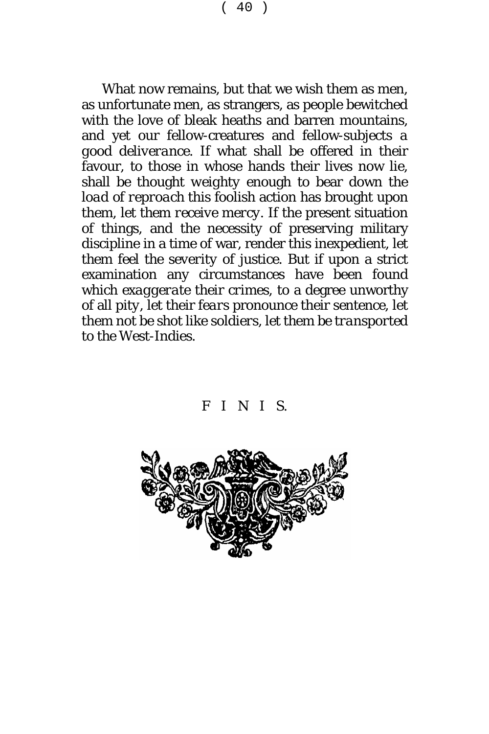What now remains, but that we wish them as men, as unfortunate men, as strangers, as people bewitched with the love of bleak heaths and barren mountains, and yet our fellow-creatures and fellow-subjects a good *deliverance*. If what shall be offered in their favour, to those in whose hands their lives now lie, shall be thought weighty enough to bear down the *load of reproach* this foolish action has brought upon them, let them *receive mercy*. If the present situation of things, and the necessity of preserving military discipline in a time of war, render this inexpedient, let them feel the severity of justice. But if upon a strict examination any circumstances have been found which *exaggerate* their crimes, to a degree unworthy of all *pity*, let their *fears* pronounce their sentence, let them not be shot like soldiers, let them be *transported* to the West-Indies.

F I N I S.